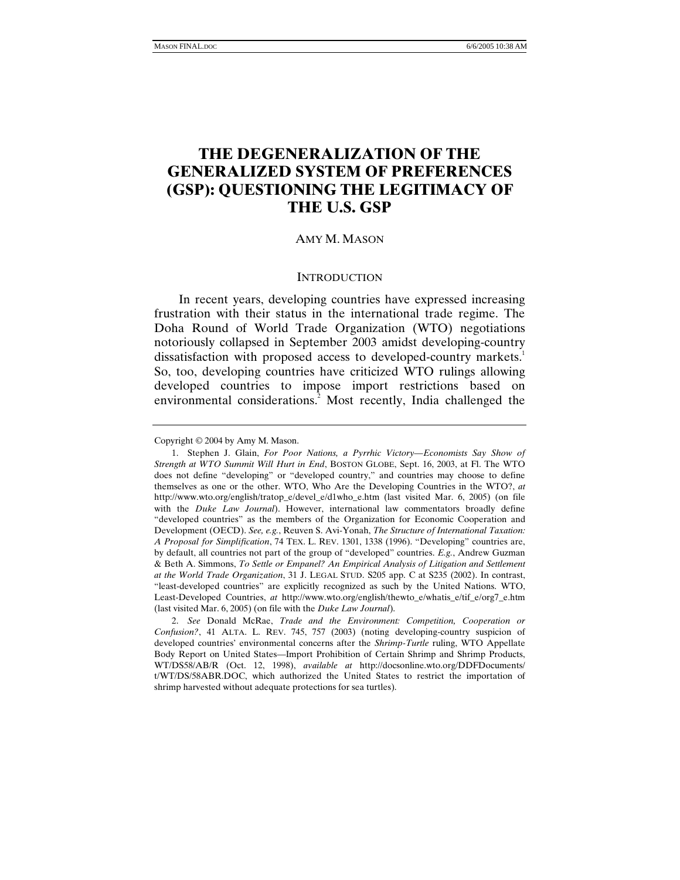# THE DEGENERALIZATION OF THE GENERALIZED SYSTEM OF PREFERENCES (GSP): QUESTIONING THE LEGITIMACY OF THE U.S. GSP

AMY M. MASON

## INTRODUCTION

In recent years, developing countries have expressed increasing frustration with their status in the international trade regime. The Doha Round of World Trade Organization (WTO) negotiations notoriously collapsed in September 2003 amidst developing-country dissatisfaction with proposed access to developed-country markets.[1] So, too, developing countries have criticized WTO rulings allowing developed countries to impose import restrictions based on environmental considerations.[2] Most recently, India challenged the

---

Copyright © 2004 by Amy M. Mason.

1. Stephen J. Glain, *For Poor Nations, a Pyrrhic Victory—Economists Say Show of Strength at WTO Summit Will Hurt in End*, BOSTON GLOBE, Sept. 16, 2003, at Fl. The WTO does not define "developing" or "developed country," and countries may choose to define themselves as one or the other. WTO, Who Are the Developing Countries in the WTO?, *at* http://www.wto.org/english/tratop_e/devel_e/d1who_e.htm (last visited Mar. 6, 2005) (on file with the *Duke Law Journal*). However, international law commentators broadly define "developed countries" as the members of the Organization for Economic Cooperation and Development (OECD). *See, e.g.*, Reuven S. Avi-Yonah, *The Structure of International Taxation: A Proposal for Simplification*, 74 TEX. L. REV. 1301, 1338 (1996). "Developing" countries are, by default, all countries not part of the group of "developed" countries. *E.g.*, Andrew Guzman & Beth A. Simmons, *To Settle or Empanel? An Empirical Analysis of Litigation and Settlement at the World Trade Organization*, 31 J. LEGAL STUD. S205 app. C at S235 (2002). In contrast, "least-developed countries" are explicitly recognized as such by the United Nations. WTO, Least-Developed Countries, *at* http://www.wto.org/english/thewto_e/whatis_e/tif_e/org7_e.htm (last visited Mar. 6, 2005) (on file with the *Duke Law Journal*).

2. *See* Donald McRae, *Trade and the Environment: Competition, Cooperation or Confusion?*, 41 ALTA. L. REV. 745, 757 (2003) (noting developing-country suspicion of developed countries' environmental concerns after the *Shrimp-Turtle* ruling, WTO Appellate Body Report on United States—Import Prohibition of Certain Shrimp and Shrimp Products, WT/DS58/AB/R (Oct. 12, 1998), *available at* http://docsonline.wto.org/DDFDocuments/t/WT/DS/58ABR.DOC, which authorized the United States to restrict the importation of shrimp harvested without adequate protections for sea turtles).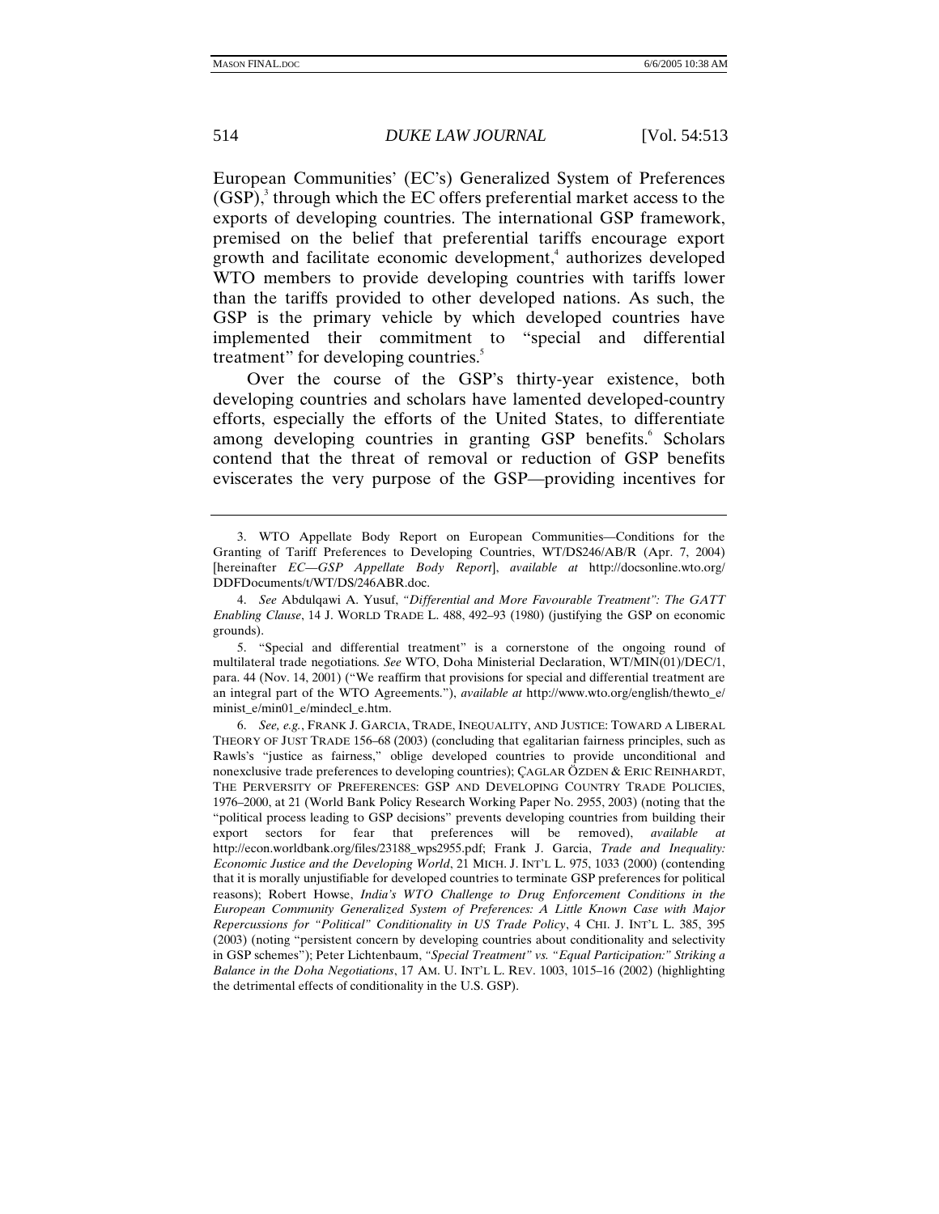European Communities' (EC's) Generalized System of Preferences (GSP),[3] through which the EC offers preferential market access to the exports of developing countries. The international GSP framework, premised on the belief that preferential tariffs encourage export growth and facilitate economic development,[4] authorizes developed WTO members to provide developing countries with tariffs lower than the tariffs provided to other developed nations. As such, the GSP is the primary vehicle by which developed countries have implemented their commitment to "special and differential treatment" for developing countries.[5]

Over the course of the GSP's thirty-year existence, both developing countries and scholars have lamented developed-country efforts, especially the efforts of the United States, to differentiate among developing countries in granting GSP benefits.[6] Scholars contend that the threat of removal or reduction of GSP benefits eviscerates the very purpose of the GSP—providing incentives for

---

3. WTO Appellate Body Report on European Communities—Conditions for the Granting of Tariff Preferences to Developing Countries, WT/DS246/AB/R (Apr. 7, 2004) [hereinafter *EC—GSP Appellate Body Report*], *available at* http://docsonline.wto.org/DDFDocuments/t/WT/DS/246ABR.doc.

4. *See* Abdulqawi A. Yusuf, *"Differential and More Favourable Treatment": The GATT Enabling Clause*, 14 J. WORLD TRADE L. 488, 492–93 (1980) (justifying the GSP on economic grounds).

5. "Special and differential treatment" is a cornerstone of the ongoing round of multilateral trade negotiations. *See* WTO, Doha Ministerial Declaration, WT/MIN(01)/DEC/1, para. 44 (Nov. 14, 2001) ("We reaffirm that provisions for special and differential treatment are an integral part of the WTO Agreements."), *available at* http://www.wto.org/english/thewto_e/minist_e/min01_e/mindecl_e.htm.

6. *See, e.g.*, FRANK J. GARCIA, TRADE, INEQUALITY, AND JUSTICE: TOWARD A LIBERAL THEORY OF JUST TRADE 156–68 (2003) (concluding that egalitarian fairness principles, such as Rawls's "justice as fairness," oblige developed countries to provide unconditional and nonexclusive trade preferences to developing countries); ÇAGLAR ÖZDEN & ERIC REINHARDT, THE PERVERSITY OF PREFERENCES: GSP AND DEVELOPING COUNTRY TRADE POLICIES, 1976–2000, at 21 (World Bank Policy Research Working Paper No. 2955, 2003) (noting that the "political process leading to GSP decisions" prevents developing countries from building their export sectors for fear that preferences will be removed), *available at* http://econ.worldbank.org/files/23188_wps2955.pdf; Frank J. Garcia, *Trade and Inequality: Economic Justice and the Developing World*, 21 MICH. J. INT'L L. 975, 1033 (2000) (contending that it is morally unjustifiable for developed countries to terminate GSP preferences for political reasons); Robert Howse, *India's WTO Challenge to Drug Enforcement Conditions in the European Community Generalized System of Preferences: A Little Known Case with Major Repercussions for "Political" Conditionality in US Trade Policy*, 4 CHI. J. INT'L L. 385, 395 (2003) (noting "persistent concern by developing countries about conditionality and selectivity in GSP schemes"); Peter Lichtenbaum, *"Special Treatment" vs. "Equal Participation:" Striking a Balance in the Doha Negotiations*, 17 AM. U. INT'L L. REV. 1003, 1015–16 (2002) (highlighting the detrimental effects of conditionality in the U.S. GSP).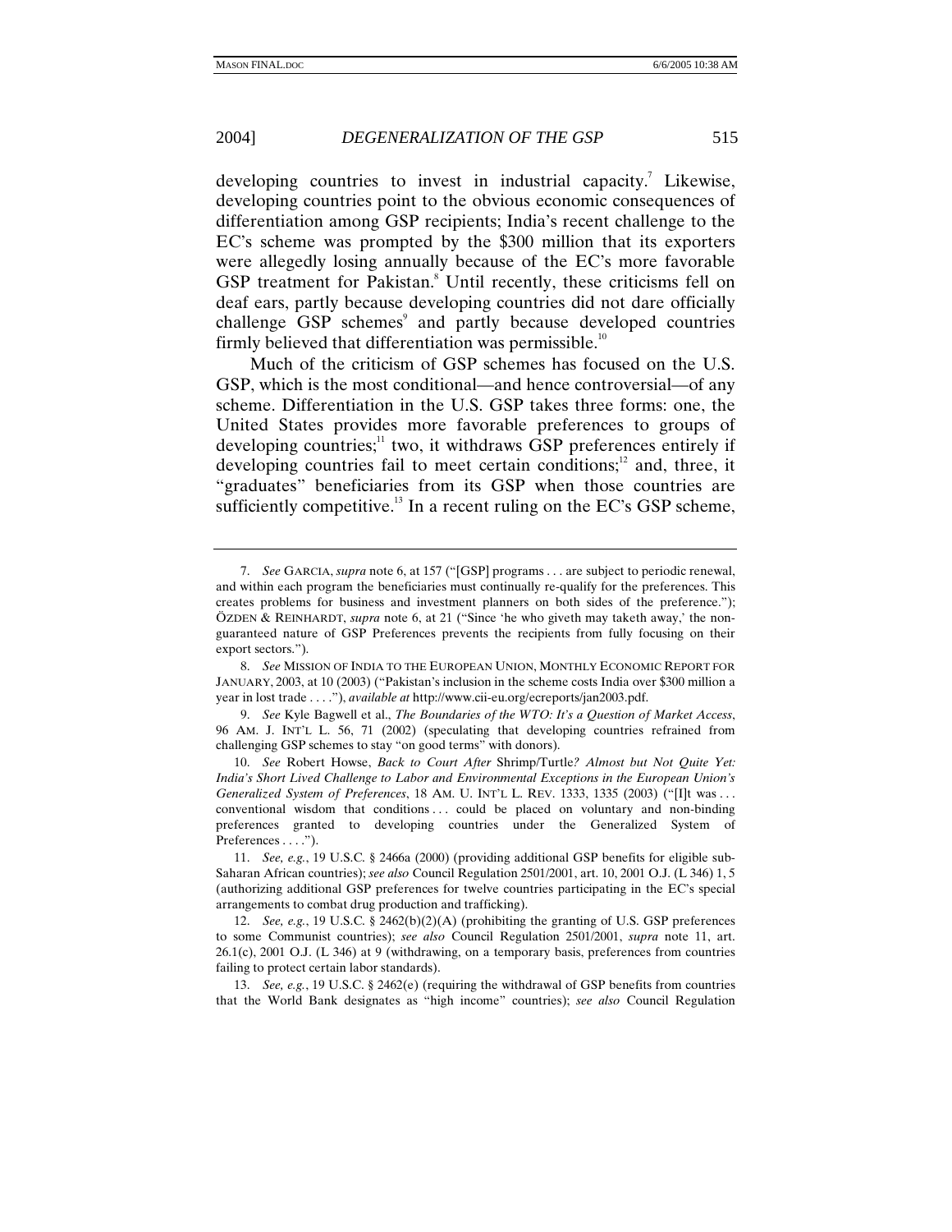developing countries to invest in industrial capacity.[7] Likewise, developing countries point to the obvious economic consequences of differentiation among GSP recipients; India's recent challenge to the EC's scheme was prompted by the $300 million that its exporters were allegedly losing annually because of the EC's more favorable GSP treatment for Pakistan.[8] Until recently, these criticisms fell on deaf ears, partly because developing countries did not dare officially challenge GSP schemes[9] and partly because developed countries firmly believed that differentiation was permissible.[10]

Much of the criticism of GSP schemes has focused on the U.S. GSP, which is the most conditional—and hence controversial—of any scheme. Differentiation in the U.S. GSP takes three forms: one, the United States provides more favorable preferences to groups of developing countries;[11] two, it withdraws GSP preferences entirely if developing countries fail to meet certain conditions;[12] and, three, it "graduates" beneficiaries from its GSP when those countries are sufficiently competitive.[13] In a recent ruling on the EC's GSP scheme,

---

7. *See* GARCIA, *supra* note 6, at 157 ("[GSP] programs . . . are subject to periodic renewal, and within each program the beneficiaries must continually re-qualify for the preferences. This creates problems for business and investment planners on both sides of the preference."); ÖZDEN & REINHARDT, *supra* note 6, at 21 ("Since 'he who giveth may taketh away,' the non-guaranteed nature of GSP Preferences prevents the recipients from fully focusing on their export sectors.").

8. *See* MISSION OF INDIA TO THE EUROPEAN UNION, MONTHLY ECONOMIC REPORT FOR JANUARY, 2003, at 10 (2003) ("Pakistan's inclusion in the scheme costs India over $300 million a year in lost trade . . . ."), *available at* http://www.cii-eu.org/ecreports/jan2003.pdf.

9. *See* Kyle Bagwell et al., *The Boundaries of the WTO: It's a Question of Market Access*, 96 AM. J. INT'L L. 56, 71 (2002) (speculating that developing countries refrained from challenging GSP schemes to stay "on good terms" with donors).

10. *See* Robert Howse, *Back to Court After* Shrimp/Turtle*? Almost but Not Quite Yet: India's Short Lived Challenge to Labor and Environmental Exceptions in the European Union's Generalized System of Preferences*, 18 AM. U. INT'L L. REV. 1333, 1335 (2003) ("[I]t was . . . conventional wisdom that conditions . . . could be placed on voluntary and non-binding preferences granted to developing countries under the Generalized System of Preferences . . . .").

11. *See, e.g.*, 19 U.S.C. § 2466a (2000) (providing additional GSP benefits for eligible sub-Saharan African countries); *see also* Council Regulation 2501/2001, art. 10, 2001 O.J. (L 346) 1, 5 (authorizing additional GSP preferences for twelve countries participating in the EC's special arrangements to combat drug production and trafficking).

12. *See, e.g.*, 19 U.S.C. § 2462(b)(2)(A) (prohibiting the granting of U.S. GSP preferences to some Communist countries); *see also* Council Regulation 2501/2001, *supra* note 11, art. 26.1(c), 2001 O.J. (L 346) at 9 (withdrawing, on a temporary basis, preferences from countries failing to protect certain labor standards).

13. *See, e.g.*, 19 U.S.C. § 2462(e) (requiring the withdrawal of GSP benefits from countries that the World Bank designates as "high income" countries); *see also* Council Regulation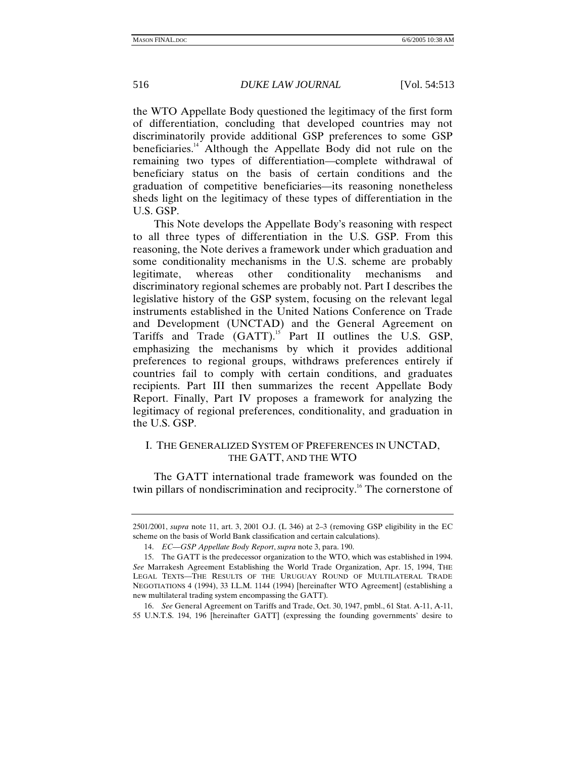the WTO Appellate Body questioned the legitimacy of the first form of differentiation, concluding that developed countries may not discriminatorily provide additional GSP preferences to some GSP beneficiaries.[14] Although the Appellate Body did not rule on the remaining two types of differentiation—complete withdrawal of beneficiary status on the basis of certain conditions and the graduation of competitive beneficiaries—its reasoning nonetheless sheds light on the legitimacy of these types of differentiation in the U.S. GSP.

This Note develops the Appellate Body's reasoning with respect to all three types of differentiation in the U.S. GSP. From this reasoning, the Note derives a framework under which graduation and some conditionality mechanisms in the U.S. scheme are probably legitimate, whereas other conditionality mechanisms and discriminatory regional schemes are probably not. Part I describes the legislative history of the GSP system, focusing on the relevant legal instruments established in the United Nations Conference on Trade and Development (UNCTAD) and the General Agreement on Tariffs and Trade (GATT).[15] Part II outlines the U.S. GSP, emphasizing the mechanisms by which it provides additional preferences to regional groups, withdraws preferences entirely if countries fail to comply with certain conditions, and graduates recipients. Part III then summarizes the recent Appellate Body Report. Finally, Part IV proposes a framework for analyzing the legitimacy of regional preferences, conditionality, and graduation in the U.S. GSP.

## I. THE GENERALIZED SYSTEM OF PREFERENCES IN UNCTAD, THE GATT, AND THE WTO

The GATT international trade framework was founded on the twin pillars of nondiscrimination and reciprocity.[16] The cornerstone of

---

2501/2001, *supra* note 11, art. 3, 2001 O.J. (L 346) at 2–3 (removing GSP eligibility in the EC scheme on the basis of World Bank classification and certain calculations).

14. *EC—GSP Appellate Body Report*, *supra* note 3, para. 190.

15. The GATT is the predecessor organization to the WTO, which was established in 1994. *See* Marrakesh Agreement Establishing the World Trade Organization, Apr. 15, 1994, THE LEGAL TEXTS—THE RESULTS OF THE URUGUAY ROUND OF MULTILATERAL TRADE NEGOTIATIONS 4 (1994), 33 I.L.M. 1144 (1994) [hereinafter WTO Agreement] (establishing a new multilateral trading system encompassing the GATT).

16. *See* General Agreement on Tariffs and Trade, Oct. 30, 1947, pmbl., 61 Stat. A-11, A-11, 55 U.N.T.S. 194, 196 [hereinafter GATT] (expressing the founding governments' desire to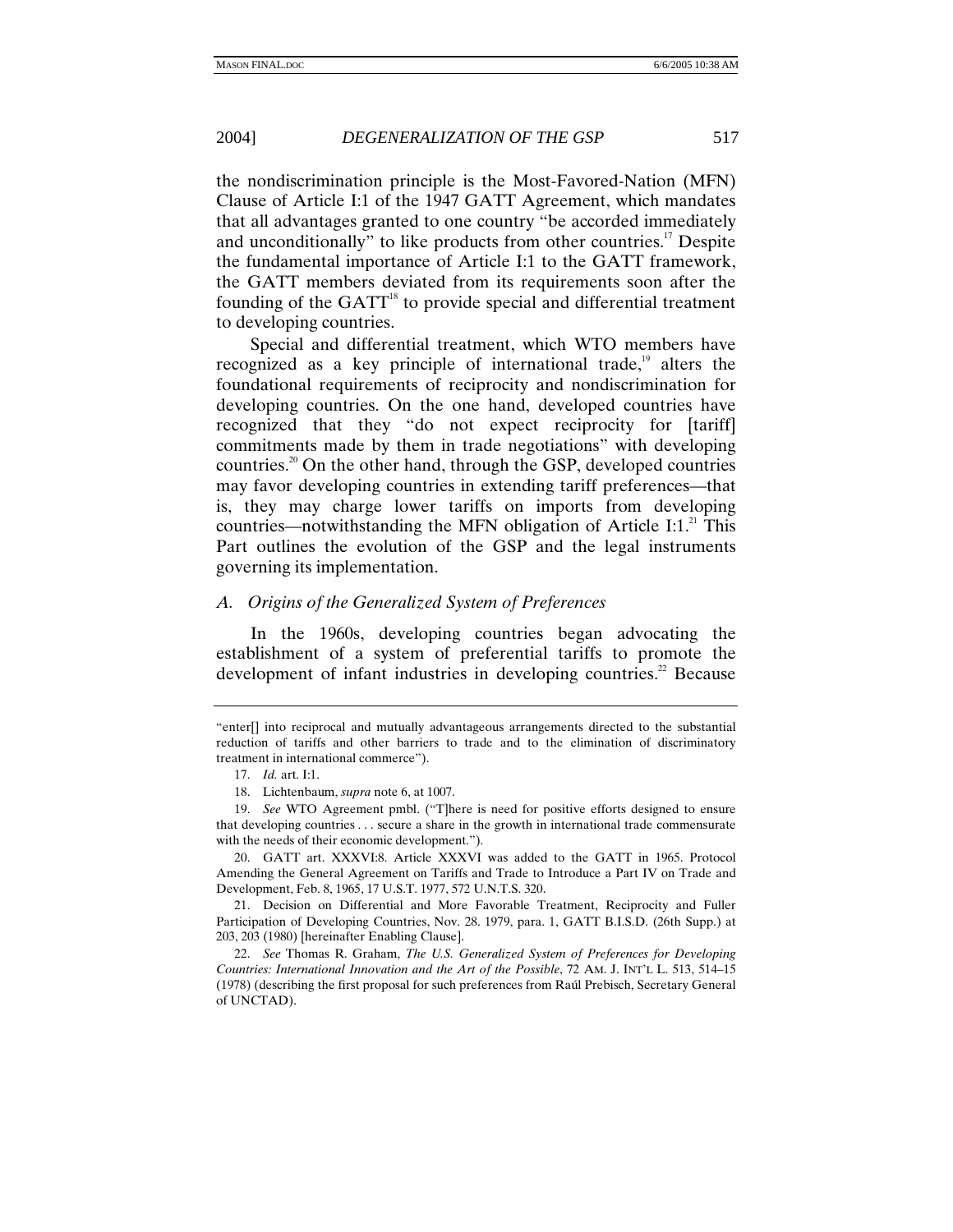the nondiscrimination principle is the Most-Favored-Nation (MFN) Clause of Article I:1 of the 1947 GATT Agreement, which mandates that all advantages granted to one country "be accorded immediately and unconditionally" to like products from other countries.[17] Despite the fundamental importance of Article I:1 to the GATT framework, the GATT members deviated from its requirements soon after the founding of the GATT[18] to provide special and differential treatment to developing countries.

Special and differential treatment, which WTO members have recognized as a key principle of international trade,[19] alters the foundational requirements of reciprocity and nondiscrimination for developing countries. On the one hand, developed countries have recognized that they "do not expect reciprocity for [tariff] commitments made by them in trade negotiations" with developing countries.[20] On the other hand, through the GSP, developed countries may favor developing countries in extending tariff preferences—that is, they may charge lower tariffs on imports from developing countries—notwithstanding the MFN obligation of Article I:1.[21] This Part outlines the evolution of the GSP and the legal instruments governing its implementation.

### *A. Origins of the Generalized System of Preferences*

In the 1960s, developing countries began advocating the establishment of a system of preferential tariffs to promote the development of infant industries in developing countries.[22] Because

---

"enter[] into reciprocal and mutually advantageous arrangements directed to the substantial reduction of tariffs and other barriers to trade and to the elimination of discriminatory treatment in international commerce").

17. *Id.* art. I:1.

18. Lichtenbaum, *supra* note 6, at 1007.

19. *See* WTO Agreement pmbl. ("T]here is need for positive efforts designed to ensure that developing countries . . . secure a share in the growth in international trade commensurate with the needs of their economic development.").

20. GATT art. XXXVI:8. Article XXXVI was added to the GATT in 1965. Protocol Amending the General Agreement on Tariffs and Trade to Introduce a Part IV on Trade and Development, Feb. 8, 1965, 17 U.S.T. 1977, 572 U.N.T.S. 320.

21. Decision on Differential and More Favorable Treatment, Reciprocity and Fuller Participation of Developing Countries, Nov. 28. 1979, para. 1, GATT B.I.S.D. (26th Supp.) at 203, 203 (1980) [hereinafter Enabling Clause].

22. *See* Thomas R. Graham, *The U.S. Generalized System of Preferences for Developing Countries: International Innovation and the Art of the Possible*, 72 AM. J. INT'L L. 513, 514–15 (1978) (describing the first proposal for such preferences from Raúl Prebisch, Secretary General of UNCTAD).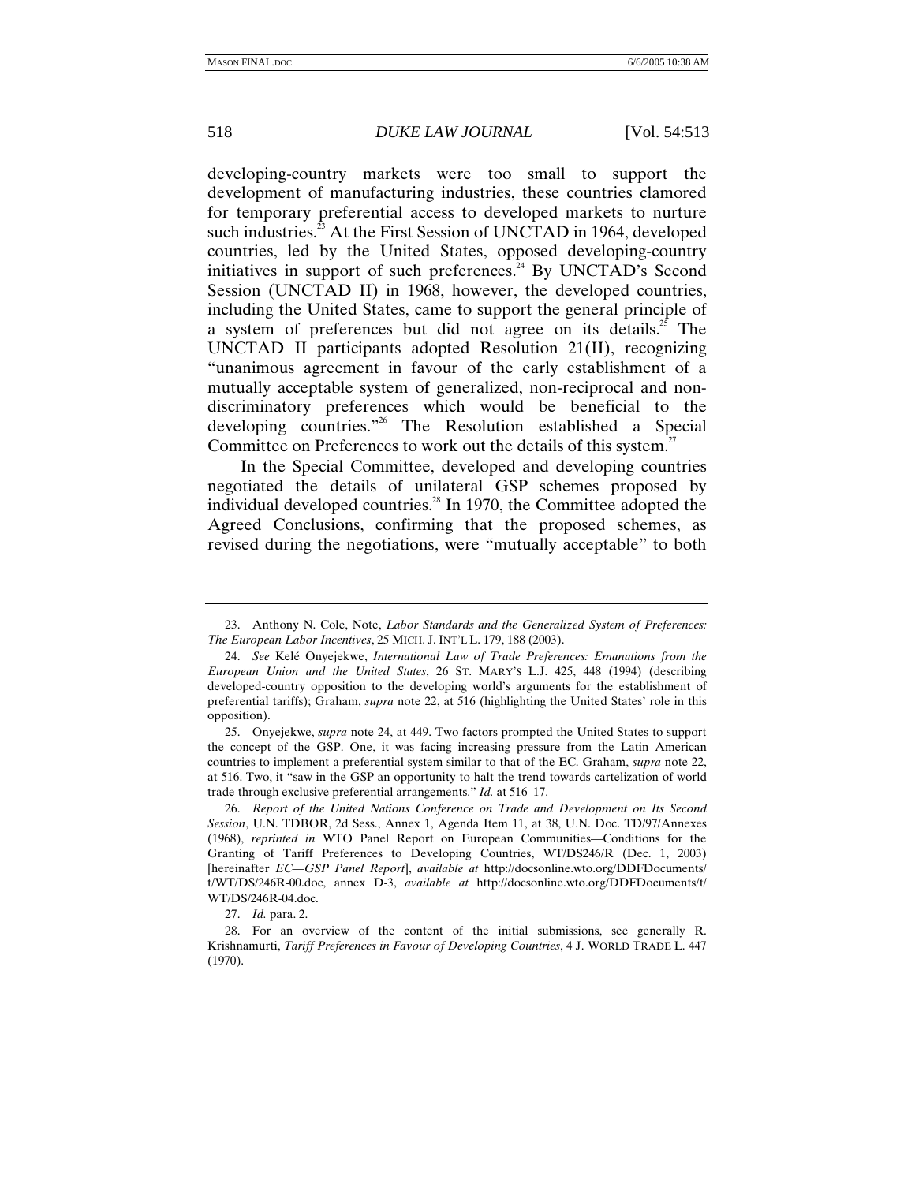developing-country markets were too small to support the development of manufacturing industries, these countries clamored for temporary preferential access to developed markets to nurture such industries.[23] At the First Session of UNCTAD in 1964, developed countries, led by the United States, opposed developing-country initiatives in support of such preferences.[24] By UNCTAD's Second Session (UNCTAD II) in 1968, however, the developed countries, including the United States, came to support the general principle of a system of preferences but did not agree on its details.[25] The UNCTAD II participants adopted Resolution 21(II), recognizing "unanimous agreement in favour of the early establishment of a mutually acceptable system of generalized, non-reciprocal and non-discriminatory preferences which would be beneficial to the developing countries."[26] The Resolution established a Special Committee on Preferences to work out the details of this system.[27]

In the Special Committee, developed and developing countries negotiated the details of unilateral GSP schemes proposed by individual developed countries.[28] In 1970, the Committee adopted the Agreed Conclusions, confirming that the proposed schemes, as revised during the negotiations, were "mutually acceptable" to both

---

23. Anthony N. Cole, Note, *Labor Standards and the Generalized System of Preferences: The European Labor Incentives*, 25 MICH. J. INT'L L. 179, 188 (2003).

24. *See* Kelé Onyejekwe, *International Law of Trade Preferences: Emanations from the European Union and the United States*, 26 ST. MARY'S L.J. 425, 448 (1994) (describing developed-country opposition to the developing world's arguments for the establishment of preferential tariffs); Graham, *supra* note 22, at 516 (highlighting the United States' role in this opposition).

25. Onyejekwe, *supra* note 24, at 449. Two factors prompted the United States to support the concept of the GSP. One, it was facing increasing pressure from the Latin American countries to implement a preferential system similar to that of the EC. Graham, *supra* note 22, at 516. Two, it "saw in the GSP an opportunity to halt the trend towards cartelization of world trade through exclusive preferential arrangements." *Id.* at 516–17.

26. *Report of the United Nations Conference on Trade and Development on Its Second Session*, U.N. TDBOR, 2d Sess., Annex 1, Agenda Item 11, at 38, U.N. Doc. TD/97/Annexes (1968), *reprinted in* WTO Panel Report on European Communities—Conditions for the Granting of Tariff Preferences to Developing Countries, WT/DS246/R (Dec. 1, 2003) [hereinafter *EC—GSP Panel Report*], *available at* http://docsonline.wto.org/DDFDocuments/t/WT/DS/246R-00.doc, annex D-3, *available at* http://docsonline.wto.org/DDFDocuments/t/WT/DS/246R-04.doc.

27. *Id.* para. 2.

28. For an overview of the content of the initial submissions, see generally R. Krishnamurti, *Tariff Preferences in Favour of Developing Countries*, 4 J. WORLD TRADE L. 447 (1970).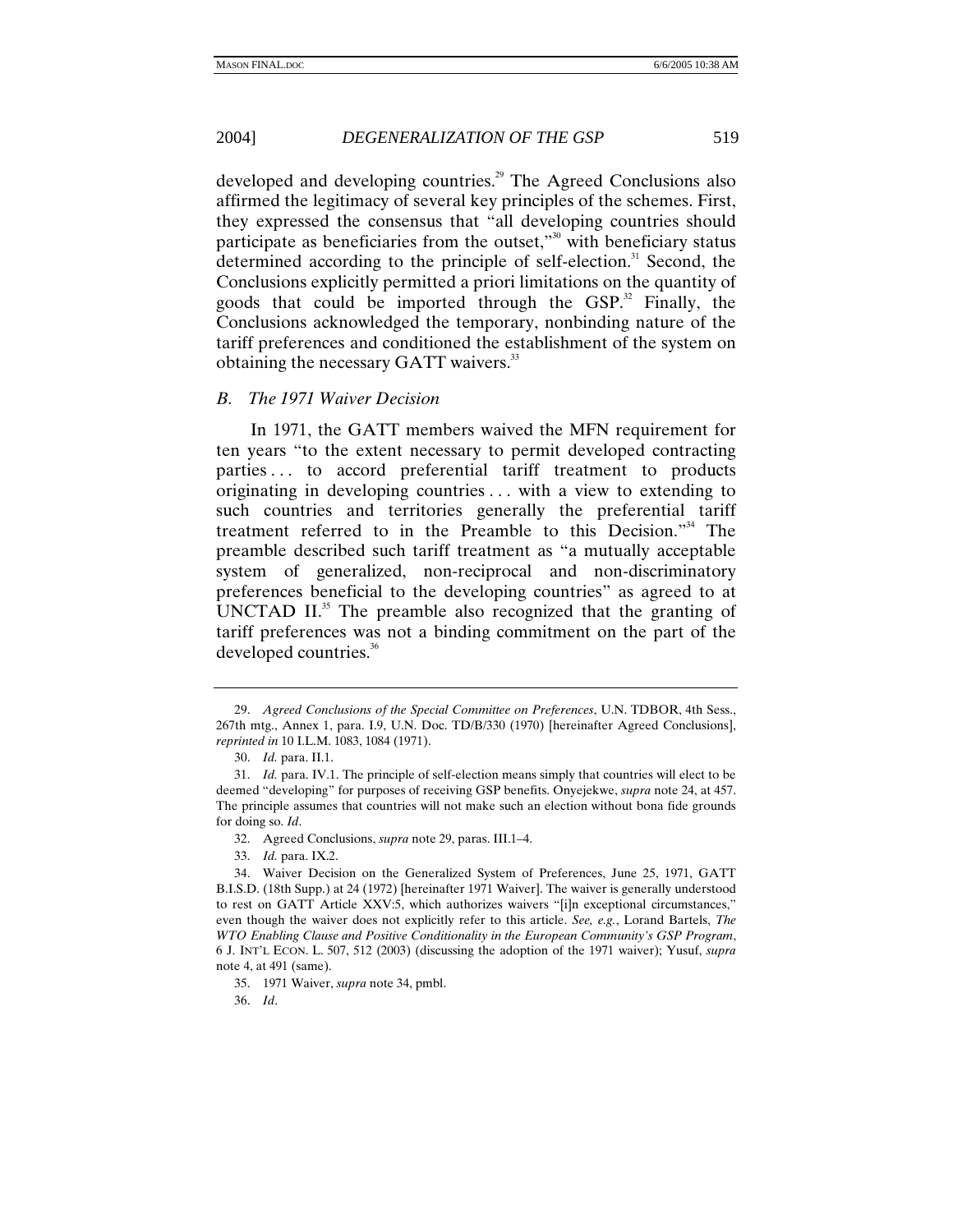developed and developing countries.[29] The Agreed Conclusions also affirmed the legitimacy of several key principles of the schemes. First, they expressed the consensus that "all developing countries should participate as beneficiaries from the outset,"[30] with beneficiary status determined according to the principle of self-election.[31] Second, the Conclusions explicitly permitted a priori limitations on the quantity of goods that could be imported through the GSP.[32] Finally, the Conclusions acknowledged the temporary, nonbinding nature of the tariff preferences and conditioned the establishment of the system on obtaining the necessary GATT waivers.[33]

### *B. The 1971 Waiver Decision*

In 1971, the GATT members waived the MFN requirement for ten years "to the extent necessary to permit developed contracting parties . . . to accord preferential tariff treatment to products originating in developing countries . . . with a view to extending to such countries and territories generally the preferential tariff treatment referred to in the Preamble to this Decision."[34] The preamble described such tariff treatment as "a mutually acceptable system of generalized, non-reciprocal and non-discriminatory preferences beneficial to the developing countries" as agreed to at UNCTAD II.[35] The preamble also recognized that the granting of tariff preferences was not a binding commitment on the part of the developed countries.[36]

---

29. *Agreed Conclusions of the Special Committee on Preferences*, U.N. TDBOR, 4th Sess., 267th mtg., Annex 1, para. I.9, U.N. Doc. TD/B/330 (1970) [hereinafter Agreed Conclusions], *reprinted in* 10 I.L.M. 1083, 1084 (1971).

30. *Id.* para. II.1.

31. *Id.* para. IV.1. The principle of self-election means simply that countries will elect to be deemed "developing" for purposes of receiving GSP benefits. Onyejekwe, *supra* note 24, at 457. The principle assumes that countries will not make such an election without bona fide grounds for doing so. *Id*.

32. Agreed Conclusions, *supra* note 29, paras. III.1–4.

33. *Id.* para. IX.2.

34. Waiver Decision on the Generalized System of Preferences, June 25, 1971, GATT B.I.S.D. (18th Supp.) at 24 (1972) [hereinafter 1971 Waiver]. The waiver is generally understood to rest on GATT Article XXV:5, which authorizes waivers "[i]n exceptional circumstances," even though the waiver does not explicitly refer to this article. *See, e.g.*, Lorand Bartels, *The WTO Enabling Clause and Positive Conditionality in the European Community's GSP Program*, 6 J. INT'L ECON. L. 507, 512 (2003) (discussing the adoption of the 1971 waiver); Yusuf, *supra* note 4, at 491 (same).

35. 1971 Waiver, *supra* note 34, pmbl.

36. *Id*.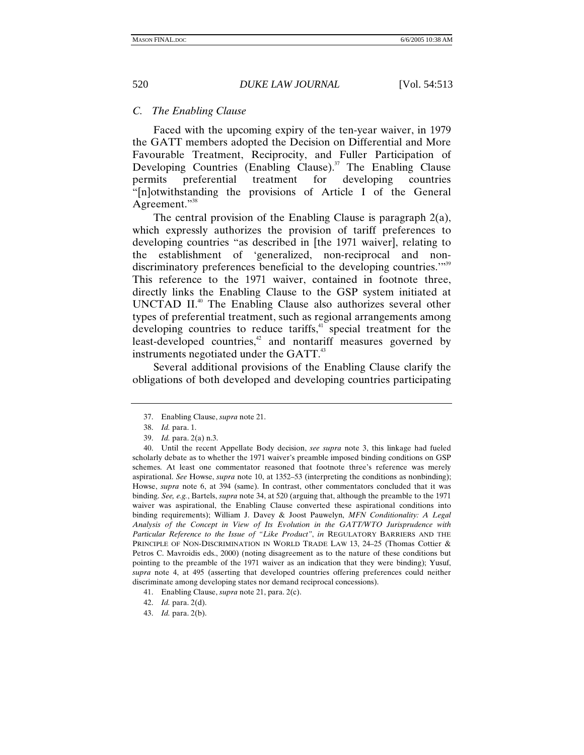### *C. The Enabling Clause*

Faced with the upcoming expiry of the ten-year waiver, in 1979 the GATT members adopted the Decision on Differential and More Favourable Treatment, Reciprocity, and Fuller Participation of Developing Countries (Enabling Clause).[37] The Enabling Clause permits preferential treatment for developing countries "[n]otwithstanding the provisions of Article I of the General Agreement."[38]

The central provision of the Enabling Clause is paragraph 2(a), which expressly authorizes the provision of tariff preferences to developing countries "as described in [the 1971 waiver], relating to the establishment of 'generalized, non-reciprocal and non-discriminatory preferences beneficial to the developing countries.'"[39] This reference to the 1971 waiver, contained in footnote three, directly links the Enabling Clause to the GSP system initiated at UNCTAD II.[40] The Enabling Clause also authorizes several other types of preferential treatment, such as regional arrangements among developing countries to reduce tariffs,[41] special treatment for the least-developed countries,[42] and nontariff measures governed by instruments negotiated under the GATT.[43]

Several additional provisions of the Enabling Clause clarify the obligations of both developed and developing countries participating

---

37. Enabling Clause, *supra* note 21.

38. *Id.* para. 1.

39. *Id.* para. 2(a) n.3.

40. Until the recent Appellate Body decision, *see supra* note 3, this linkage had fueled scholarly debate as to whether the 1971 waiver's preamble imposed binding conditions on GSP schemes. At least one commentator reasoned that footnote three's reference was merely aspirational. *See* Howse, *supra* note 10, at 1352–53 (interpreting the conditions as nonbinding); Howse, *supra* note 6, at 394 (same). In contrast, other commentators concluded that it was binding. *See, e.g.*, Bartels, *supra* note 34, at 520 (arguing that, although the preamble to the 1971 waiver was aspirational, the Enabling Clause converted these aspirational conditions into binding requirements); William J. Davey & Joost Pauwelyn, *MFN Conditionality: A Legal Analysis of the Concept in View of Its Evolution in the GATT/WTO Jurisprudence with Particular Reference to the Issue of "Like Product"*, *in* REGULATORY BARRIERS AND THE PRINCIPLE OF NON-DISCRIMINATION IN WORLD TRADE LAW 13, 24–25 (Thomas Cottier & Petros C. Mavroidis eds., 2000) (noting disagreement as to the nature of these conditions but pointing to the preamble of the 1971 waiver as an indication that they were binding); Yusuf, *supra* note 4, at 495 (asserting that developed countries offering preferences could neither discriminate among developing states nor demand reciprocal concessions).

41. Enabling Clause, *supra* note 21, para. 2(c).

42. *Id.* para. 2(d).

43. *Id.* para. 2(b).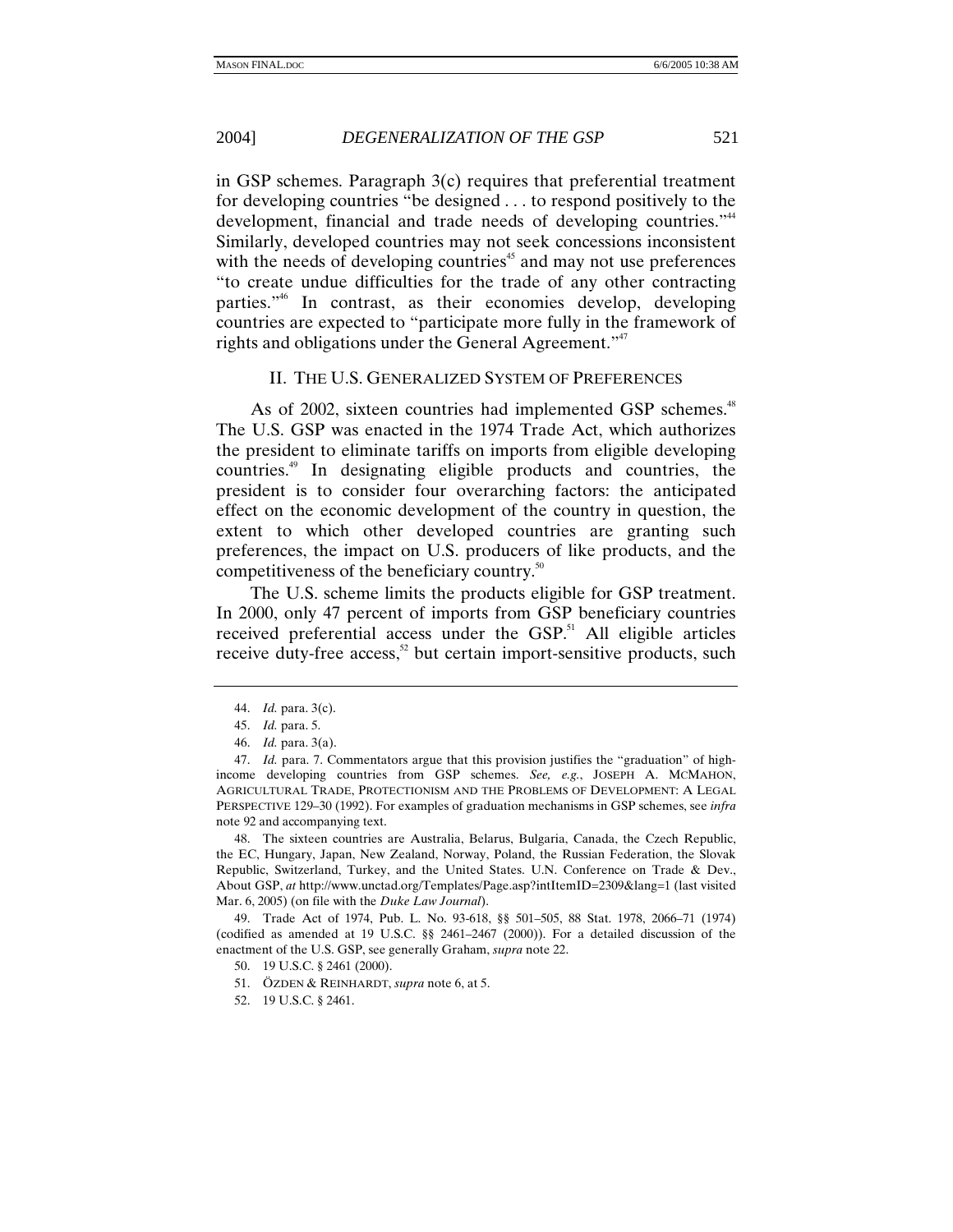in GSP schemes. Paragraph 3(c) requires that preferential treatment for developing countries "be designed . . . to respond positively to the development, financial and trade needs of developing countries."[44] Similarly, developed countries may not seek concessions inconsistent with the needs of developing countries[45] and may not use preferences "to create undue difficulties for the trade of any other contracting parties."[46] In contrast, as their economies develop, developing countries are expected to "participate more fully in the framework of rights and obligations under the General Agreement."[47]

## II. THE U.S. GENERALIZED SYSTEM OF PREFERENCES

As of 2002, sixteen countries had implemented GSP schemes.[48] The U.S. GSP was enacted in the 1974 Trade Act, which authorizes the president to eliminate tariffs on imports from eligible developing countries.[49] In designating eligible products and countries, the president is to consider four overarching factors: the anticipated effect on the economic development of the country in question, the extent to which other developed countries are granting such preferences, the impact on U.S. producers of like products, and the competitiveness of the beneficiary country.[50]

The U.S. scheme limits the products eligible for GSP treatment. In 2000, only 47 percent of imports from GSP beneficiary countries received preferential access under the GSP.[51] All eligible articles receive duty-free access,[52] but certain import-sensitive products, such

---

44. *Id.* para. 3(c).

45. *Id.* para. 5.

46. *Id.* para. 3(a).

47. *Id.* para. 7. Commentators argue that this provision justifies the "graduation" of high-income developing countries from GSP schemes. *See, e.g.*, JOSEPH A. MCMAHON, AGRICULTURAL TRADE, PROTECTIONISM AND THE PROBLEMS OF DEVELOPMENT: A LEGAL PERSPECTIVE 129–30 (1992). For examples of graduation mechanisms in GSP schemes, see *infra* note 92 and accompanying text.

48. The sixteen countries are Australia, Belarus, Bulgaria, Canada, the Czech Republic, the EC, Hungary, Japan, New Zealand, Norway, Poland, the Russian Federation, the Slovak Republic, Switzerland, Turkey, and the United States. U.N. Conference on Trade & Dev., About GSP, *at* http://www.unctad.org/Templates/Page.asp?intItemID=2309&lang=1 (last visited Mar. 6, 2005) (on file with the *Duke Law Journal*).

49. Trade Act of 1974, Pub. L. No. 93-618, §§ 501–505, 88 Stat. 1978, 2066–71 (1974) (codified as amended at 19 U.S.C. §§ 2461–2467 (2000)). For a detailed discussion of the enactment of the U.S. GSP, see generally Graham, *supra* note 22.

50. 19 U.S.C. § 2461 (2000).

51. ÖZDEN & REINHARDT, *supra* note 6, at 5.

52. 19 U.S.C. § 2461.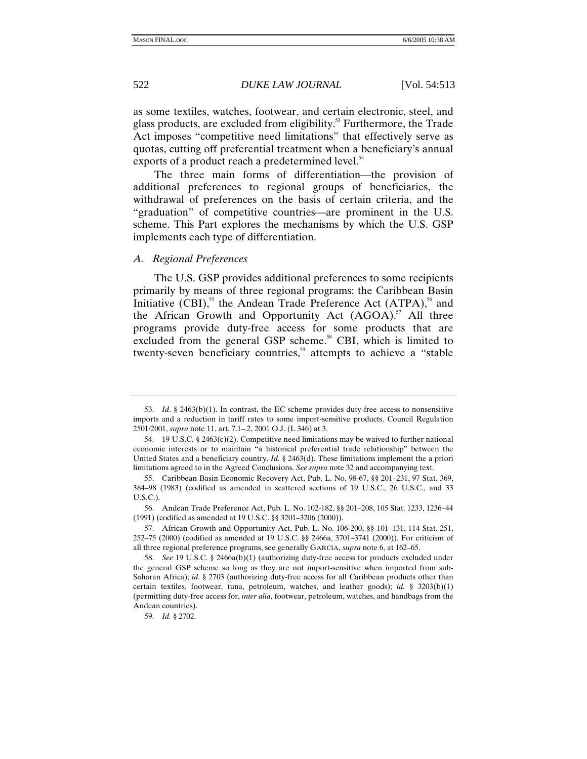as some textiles, watches, footwear, and certain electronic, steel, and glass products, are excluded from eligibility.[53] Furthermore, the Trade Act imposes "competitive need limitations" that effectively serve as quotas, cutting off preferential treatment when a beneficiary's annual exports of a product reach a predetermined level.[54]

The three main forms of differentiation—the provision of additional preferences to regional groups of beneficiaries, the withdrawal of preferences on the basis of certain criteria, and the "graduation" of competitive countries—are prominent in the U.S. scheme. This Part explores the mechanisms by which the U.S. GSP implements each type of differentiation.

### *A. Regional Preferences*

The U.S. GSP provides additional preferences to some recipients primarily by means of three regional programs: the Caribbean Basin Initiative (CBI),[55] the Andean Trade Preference Act (ATPA),[56] and the African Growth and Opportunity Act (AGOA).[57] All three programs provide duty-free access for some products that are excluded from the general GSP scheme.[58] CBI, which is limited to twenty-seven beneficiary countries,[59] attempts to achieve a "stable

---

53. *Id*. § 2463(b)(1). In contrast, the EC scheme provides duty-free access to nonsensitive imports and a reduction in tariff rates to some import-sensitive products. Council Regulation 2501/2001, *supra* note 11, art. 7.1–.2, 2001 O.J. (L 346) at 3.

54. 19 U.S.C. § 2463(c)(2). Competitive need limitations may be waived to further national economic interests or to maintain "a historical preferential trade relationship" between the United States and a beneficiary country. *Id.* § 2463(d). These limitations implement the a priori limitations agreed to in the Agreed Conclusions. *See supra* note 32 and accompanying text.

55. Caribbean Basin Economic Recovery Act, Pub. L. No. 98-67, §§ 201–231, 97 Stat. 369, 384–98 (1983) (codified as amended in scattered sections of 19 U.S.C., 26 U.S.C., and 33 U.S.C.).

56. Andean Trade Preference Act, Pub. L. No. 102-182, §§ 201–208, 105 Stat. 1233, 1236–44 (1991) (codified as amended at 19 U.S.C. §§ 3201–3206 (2000)).

57. African Growth and Opportunity Act, Pub. L. No. 106-200, §§ 101–131, 114 Stat. 251, 252–75 (2000) (codified as amended at 19 U.S.C. §§ 2466a, 3701–3741 (2000)). For criticism of all three regional preference programs, see generally GARCIA, *supra* note 6, at 162–65.

58. *See* 19 U.S.C. § 2466a(b)(1) (authorizing duty-free access for products excluded under the general GSP scheme so long as they are not import-sensitive when imported from sub-Saharan Africa); *id*. § 2703 (authorizing duty-free access for all Caribbean products other than certain textiles, footwear, tuna, petroleum, watches, and leather goods); *id.* § 3203(b)(1) (permitting duty-free access for, *inter alia*, footwear, petroleum, watches, and handbags from the Andean countries).

59. *Id.* § 2702.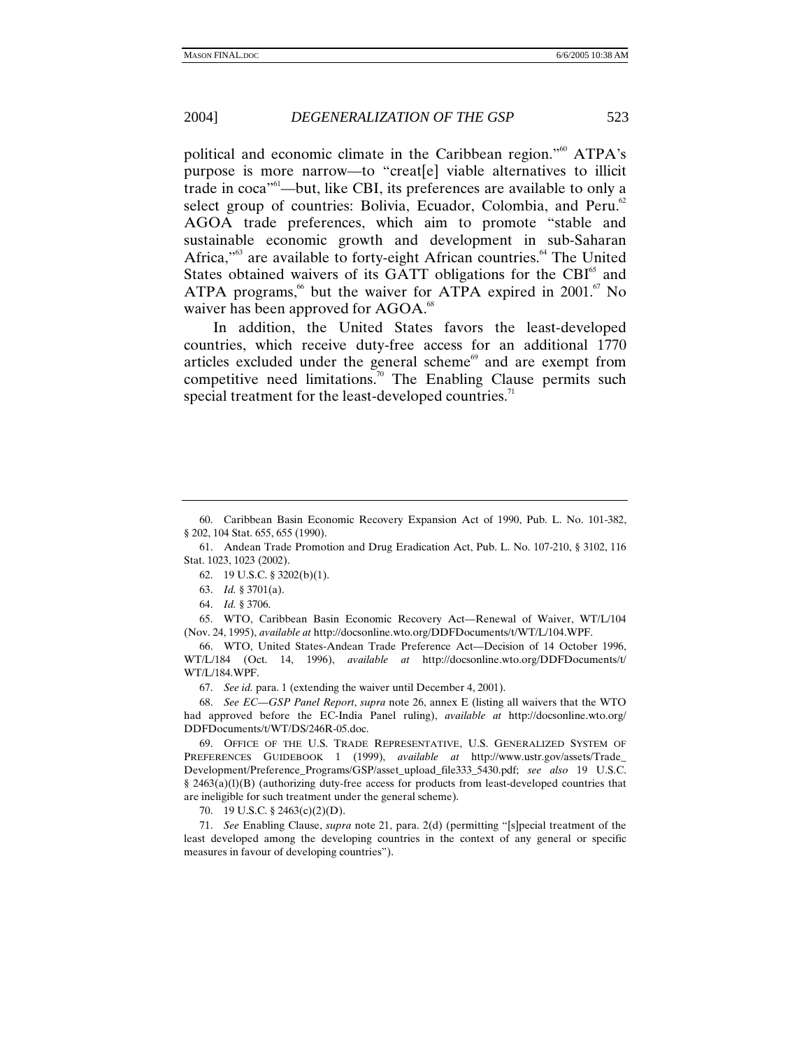political and economic climate in the Caribbean region."[60] ATPA's purpose is more narrow—to "creat[e] viable alternatives to illicit trade in coca"[61]—but, like CBI, its preferences are available to only a select group of countries: Bolivia, Ecuador, Colombia, and Peru.[62] AGOA trade preferences, which aim to promote "stable and sustainable economic growth and development in sub-Saharan Africa,"[63] are available to forty-eight African countries.[64] The United States obtained waivers of its GATT obligations for the CBI[65] and ATPA programs,[66] but the waiver for ATPA expired in 2001.[67] No waiver has been approved for AGOA.[68]

In addition, the United States favors the least-developed countries, which receive duty-free access for an additional 1770 articles excluded under the general scheme[69] and are exempt from competitive need limitations.[70] The Enabling Clause permits such special treatment for the least-developed countries.[71]

---

60. Caribbean Basin Economic Recovery Expansion Act of 1990, Pub. L. No. 101-382, § 202, 104 Stat. 655, 655 (1990).

61. Andean Trade Promotion and Drug Eradication Act, Pub. L. No. 107-210, § 3102, 116 Stat. 1023, 1023 (2002).

62. 19 U.S.C. § 3202(b)(1).

63. *Id.* § 3701(a).

64. *Id.* § 3706.

65. WTO, Caribbean Basin Economic Recovery Act—Renewal of Waiver, WT/L/104 (Nov. 24, 1995), *available at* http://docsonline.wto.org/DDFDocuments/t/WT/L/104.WPF.

66. WTO, United States-Andean Trade Preference Act—Decision of 14 October 1996, WT/L/184 (Oct. 14, 1996), *available at* http://docsonline.wto.org/DDFDocuments/t/WT/L/184.WPF.

67. *See id.* para. 1 (extending the waiver until December 4, 2001).

68. *See EC—GSP Panel Report*, *supra* note 26, annex E (listing all waivers that the WTO had approved before the EC-India Panel ruling), *available at* http://docsonline.wto.org/DDFDocuments/t/WT/DS/246R-05.doc.

69. OFFICE OF THE U.S. TRADE REPRESENTATIVE, U.S. GENERALIZED SYSTEM OF PREFERENCES GUIDEBOOK 1 (1999), *available at* http://www.ustr.gov/assets/Trade_Development/Preference_Programs/GSP/asset_upload_file333_5430.pdf; *see also* 19 U.S.C. § 2463(a)(1)(B) (authorizing duty-free access for products from least-developed countries that are ineligible for such treatment under the general scheme).

70. 19 U.S.C. § 2463(c)(2)(D).

71. *See* Enabling Clause, *supra* note 21, para. 2(d) (permitting "[s]pecial treatment of the least developed among the developing countries in the context of any general or specific measures in favour of developing countries").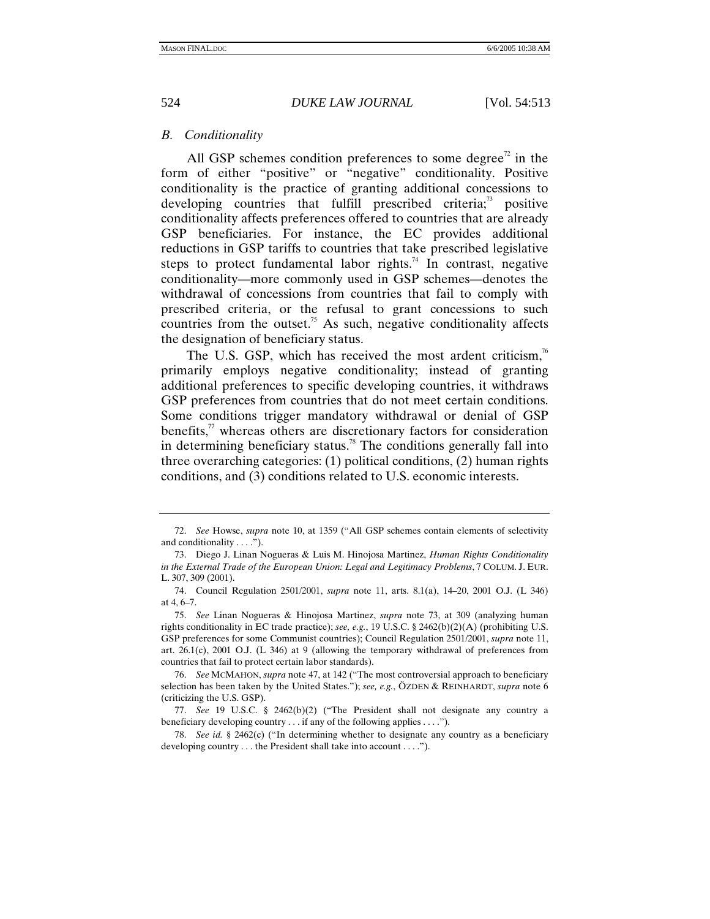### *B. Conditionality*

All GSP schemes condition preferences to some degree[72] in the form of either "positive" or "negative" conditionality. Positive conditionality is the practice of granting additional concessions to developing countries that fulfill prescribed criteria;[73] positive conditionality affects preferences offered to countries that are already GSP beneficiaries. For instance, the EC provides additional reductions in GSP tariffs to countries that take prescribed legislative steps to protect fundamental labor rights.[74] In contrast, negative conditionality—more commonly used in GSP schemes—denotes the withdrawal of concessions from countries that fail to comply with prescribed criteria, or the refusal to grant concessions to such countries from the outset.[75] As such, negative conditionality affects the designation of beneficiary status.

The U.S. GSP, which has received the most ardent criticism,[76] primarily employs negative conditionality; instead of granting additional preferences to specific developing countries, it withdraws GSP preferences from countries that do not meet certain conditions. Some conditions trigger mandatory withdrawal or denial of GSP benefits,[77] whereas others are discretionary factors for consideration in determining beneficiary status.[78] The conditions generally fall into three overarching categories: (1) political conditions, (2) human rights conditions, and (3) conditions related to U.S. economic interests.

---

72. *See* Howse, *supra* note 10, at 1359 ("All GSP schemes contain elements of selectivity and conditionality . . . .").

73. Diego J. Linan Nogueras & Luis M. Hinojosa Martinez, *Human Rights Conditionality in the External Trade of the European Union: Legal and Legitimacy Problems*, 7 COLUM. J. EUR. L. 307, 309 (2001).

74. Council Regulation 2501/2001, *supra* note 11, arts. 8.1(a), 14–20, 2001 O.J. (L 346) at 4, 6–7.

75. *See* Linan Nogueras & Hinojosa Martinez, *supra* note 73, at 309 (analyzing human rights conditionality in EC trade practice); *see, e.g.*, 19 U.S.C. § 2462(b)(2)(A) (prohibiting U.S. GSP preferences for some Communist countries); Council Regulation 2501/2001, *supra* note 11, art. 26.1(c), 2001 O.J. (L 346) at 9 (allowing the temporary withdrawal of preferences from countries that fail to protect certain labor standards).

76. *See* MCMAHON, *supra* note 47, at 142 ("The most controversial approach to beneficiary selection has been taken by the United States."); *see, e.g.*, ÖZDEN & REINHARDT, *supra* note 6 (criticizing the U.S. GSP).

77. *See* 19 U.S.C. § 2462(b)(2) ("The President shall not designate any country a beneficiary developing country . . . if any of the following applies . . . .").

78. *See id.* § 2462(c) ("In determining whether to designate any country as a beneficiary developing country . . . the President shall take into account . . . .").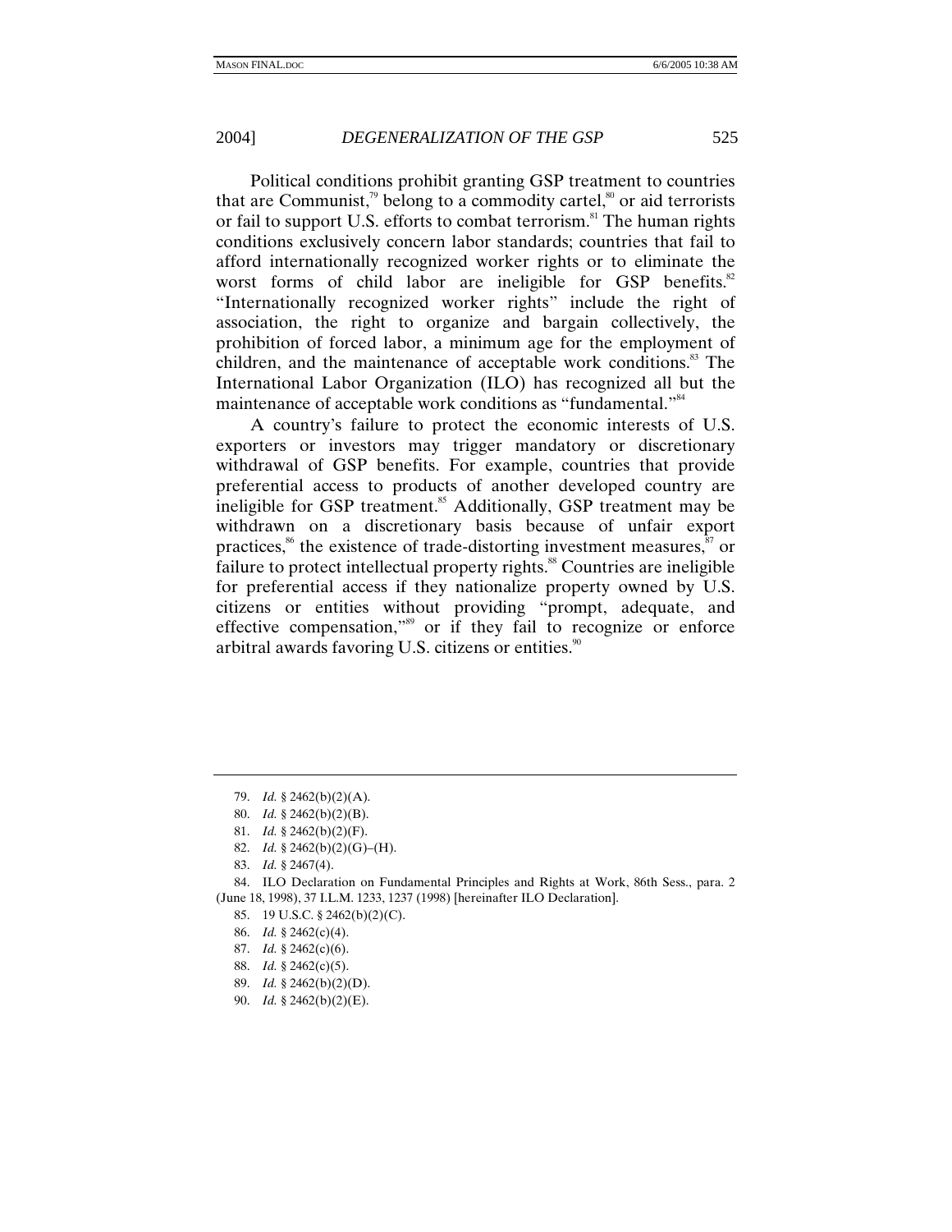Political conditions prohibit granting GSP treatment to countries that are Communist,[79] belong to a commodity cartel,[80] or aid terrorists or fail to support U.S. efforts to combat terrorism.[81] The human rights conditions exclusively concern labor standards; countries that fail to afford internationally recognized worker rights or to eliminate the worst forms of child labor are ineligible for GSP benefits.[82] "Internationally recognized worker rights" include the right of association, the right to organize and bargain collectively, the prohibition of forced labor, a minimum age for the employment of children, and the maintenance of acceptable work conditions.[83] The International Labor Organization (ILO) has recognized all but the maintenance of acceptable work conditions as "fundamental."[84]

A country's failure to protect the economic interests of U.S. exporters or investors may trigger mandatory or discretionary withdrawal of GSP benefits. For example, countries that provide preferential access to products of another developed country are ineligible for GSP treatment.[85] Additionally, GSP treatment may be withdrawn on a discretionary basis because of unfair export practices,[86] the existence of trade-distorting investment measures,[87] or failure to protect intellectual property rights.[88] Countries are ineligible for preferential access if they nationalize property owned by U.S. citizens or entities without providing "prompt, adequate, and effective compensation,"[89] or if they fail to recognize or enforce arbitral awards favoring U.S. citizens or entities.[90]

---

79. *Id.* § 2462(b)(2)(A).

80. *Id.* § 2462(b)(2)(B).

81. *Id.* § 2462(b)(2)(F).

82. *Id.* § 2462(b)(2)(G)–(H).

83. *Id.* § 2467(4).

84. ILO Declaration on Fundamental Principles and Rights at Work, 86th Sess., para. 2 (June 18, 1998), 37 I.L.M. 1233, 1237 (1998) [hereinafter ILO Declaration].

85. 19 U.S.C. § 2462(b)(2)(C).

86. *Id.* § 2462(c)(4).

87. *Id.* § 2462(c)(6).

88. *Id.* § 2462(c)(5).

89. *Id.* § 2462(b)(2)(D).

90. *Id.* § 2462(b)(2)(E).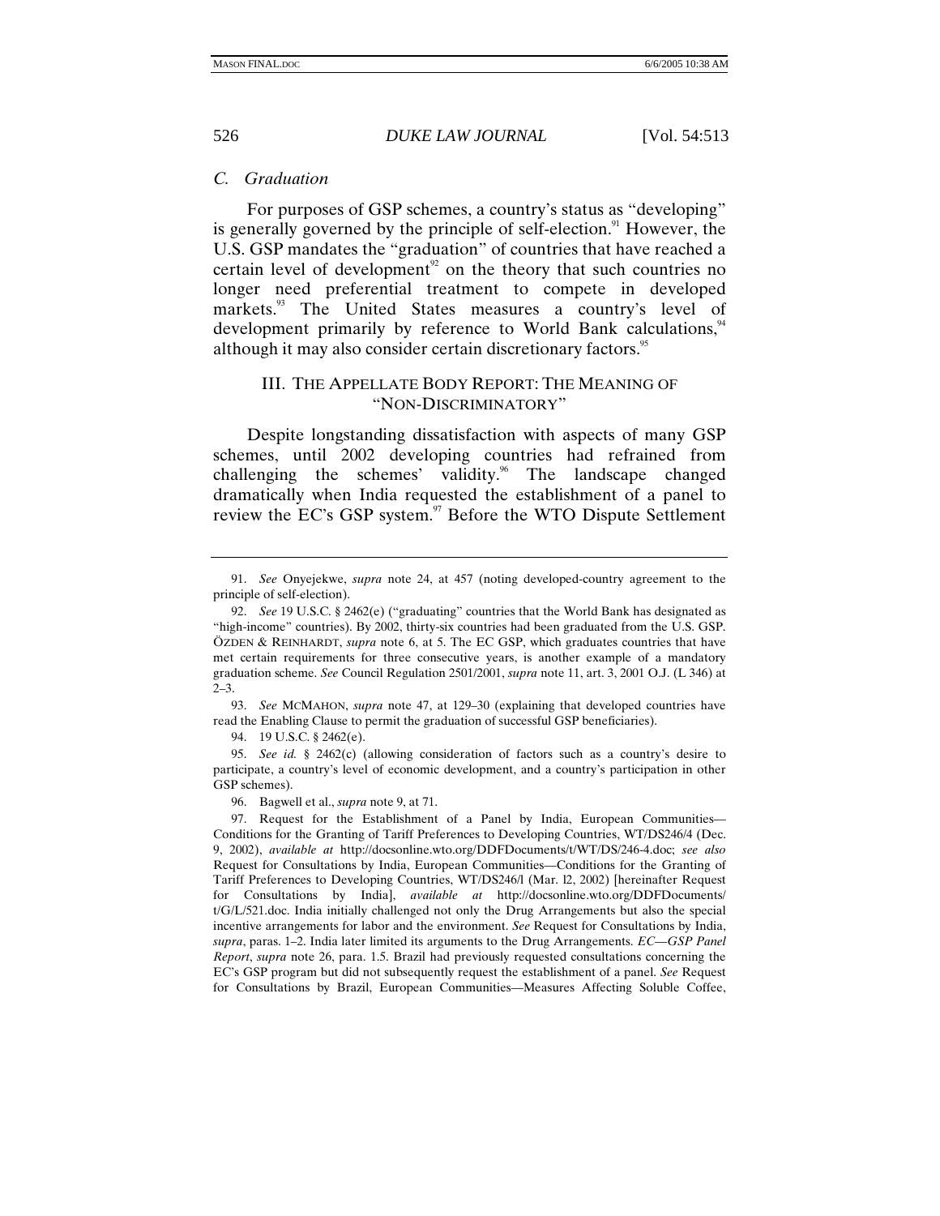### *C. Graduation*

For purposes of GSP schemes, a country's status as "developing" is generally governed by the principle of self-election.[91] However, the U.S. GSP mandates the "graduation" of countries that have reached a certain level of development[92] on the theory that such countries no longer need preferential treatment to compete in developed markets.[93] The United States measures a country's level of development primarily by reference to World Bank calculations,[94] although it may also consider certain discretionary factors.[95]

## III. THE APPELLATE BODY REPORT: THE MEANING OF "NON-DISCRIMINATORY"

Despite longstanding dissatisfaction with aspects of many GSP schemes, until 2002 developing countries had refrained from challenging the schemes' validity.[96] The landscape changed dramatically when India requested the establishment of a panel to review the EC's GSP system.[97] Before the WTO Dispute Settlement

---

91. *See* Onyejekwe, *supra* note 24, at 457 (noting developed-country agreement to the principle of self-election).

92. *See* 19 U.S.C. § 2462(e) ("graduating" countries that the World Bank has designated as "high-income" countries). By 2002, thirty-six countries had been graduated from the U.S. GSP. ÖZDEN & REINHARDT, *supra* note 6, at 5. The EC GSP, which graduates countries that have met certain requirements for three consecutive years, is another example of a mandatory graduation scheme. *See* Council Regulation 2501/2001, *supra* note 11, art. 3, 2001 O.J. (L 346) at 2–3.

93. *See* MCMAHON, *supra* note 47, at 129–30 (explaining that developed countries have read the Enabling Clause to permit the graduation of successful GSP beneficiaries).

94. 19 U.S.C. § 2462(e).

95. *See id.* § 2462(c) (allowing consideration of factors such as a country's desire to participate, a country's level of economic development, and a country's participation in other GSP schemes).

96. Bagwell et al., *supra* note 9, at 71.

97. Request for the Establishment of a Panel by India, European Communities—Conditions for the Granting of Tariff Preferences to Developing Countries, WT/DS246/4 (Dec. 9, 2002), *available at* http://docsonline.wto.org/DDFDocuments/t/WT/DS/246-4.doc; *see also* Request for Consultations by India, European Communities—Conditions for the Granting of Tariff Preferences to Developing Countries, WT/DS246/l (Mar. l2, 2002) [hereinafter Request for Consultations by India], *available at* http://docsonline.wto.org/DDFDocuments/t/G/L/521.doc. India initially challenged not only the Drug Arrangements but also the special incentive arrangements for labor and the environment. *See* Request for Consultations by India, *supra*, paras. 1–2. India later limited its arguments to the Drug Arrangements. *EC—GSP Panel Report*, *supra* note 26, para. 1.5. Brazil had previously requested consultations concerning the EC's GSP program but did not subsequently request the establishment of a panel. *See* Request for Consultations by Brazil, European Communities—Measures Affecting Soluble Coffee,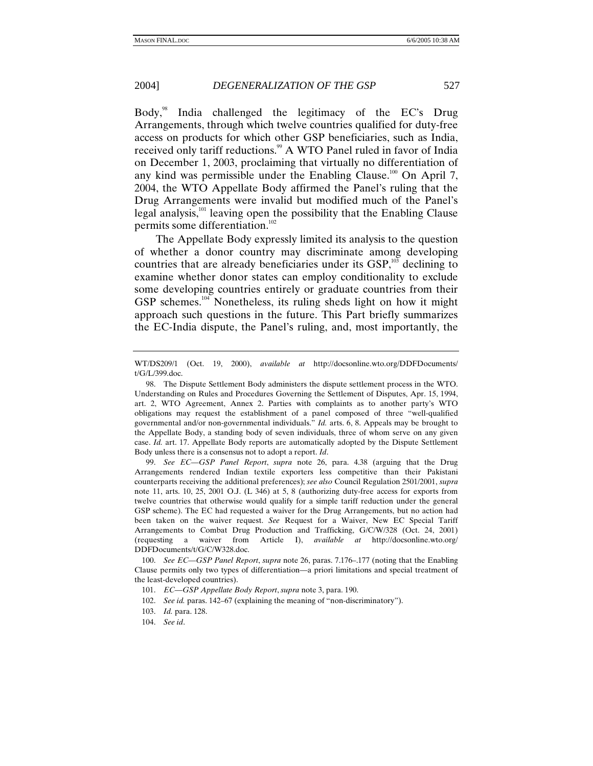Body,[98] India challenged the legitimacy of the EC's Drug Arrangements, through which twelve countries qualified for duty-free access on products for which other GSP beneficiaries, such as India, received only tariff reductions.[99] A WTO Panel ruled in favor of India on December 1, 2003, proclaiming that virtually no differentiation of any kind was permissible under the Enabling Clause.[100] On April 7, 2004, the WTO Appellate Body affirmed the Panel's ruling that the Drug Arrangements were invalid but modified much of the Panel's legal analysis,[101] leaving open the possibility that the Enabling Clause permits some differentiation.[102]

The Appellate Body expressly limited its analysis to the question of whether a donor country may discriminate among developing countries that are already beneficiaries under its GSP,[103] declining to examine whether donor states can employ conditionality to exclude some developing countries entirely or graduate countries from their GSP schemes.[104] Nonetheless, its ruling sheds light on how it might approach such questions in the future. This Part briefly summarizes the EC-India dispute, the Panel's ruling, and, most importantly, the

---

WT/DS209/1 (Oct. 19, 2000), *available at* http://docsonline.wto.org/DDFDocuments/t/G/L/399.doc.

98. The Dispute Settlement Body administers the dispute settlement process in the WTO. Understanding on Rules and Procedures Governing the Settlement of Disputes, Apr. 15, 1994, art. 2, WTO Agreement, Annex 2. Parties with complaints as to another party's WTO obligations may request the establishment of a panel composed of three "well-qualified governmental and/or non-governmental individuals." *Id.* arts. 6, 8. Appeals may be brought to the Appellate Body, a standing body of seven individuals, three of whom serve on any given case. *Id.* art. 17. Appellate Body reports are automatically adopted by the Dispute Settlement Body unless there is a consensus not to adopt a report. *Id*.

99. *See EC—GSP Panel Report*, *supra* note 26, para. 4.38 (arguing that the Drug Arrangements rendered Indian textile exporters less competitive than their Pakistani counterparts receiving the additional preferences); *see also* Council Regulation 2501/2001, *supra* note 11, arts. 10, 25, 2001 O.J. (L 346) at 5, 8 (authorizing duty-free access for exports from twelve countries that otherwise would qualify for a simple tariff reduction under the general GSP scheme). The EC had requested a waiver for the Drug Arrangements, but no action had been taken on the waiver request. *See* Request for a Waiver, New EC Special Tariff Arrangements to Combat Drug Production and Trafficking, G/C/W/328 (Oct. 24, 2001) (requesting a waiver from Article I), *available at* http://docsonline.wto.org/DDFDocuments/t/G/C/W328.doc.

100. *See EC—GSP Panel Report*, *supra* note 26, paras. 7.176–.177 (noting that the Enabling Clause permits only two types of differentiation—a priori limitations and special treatment of the least-developed countries).

101. *EC—GSP Appellate Body Report*, *supra* note 3, para. 190.

102. *See id.* paras. 142–67 (explaining the meaning of "non-discriminatory").

103. *Id.* para. 128.

104. *See id*.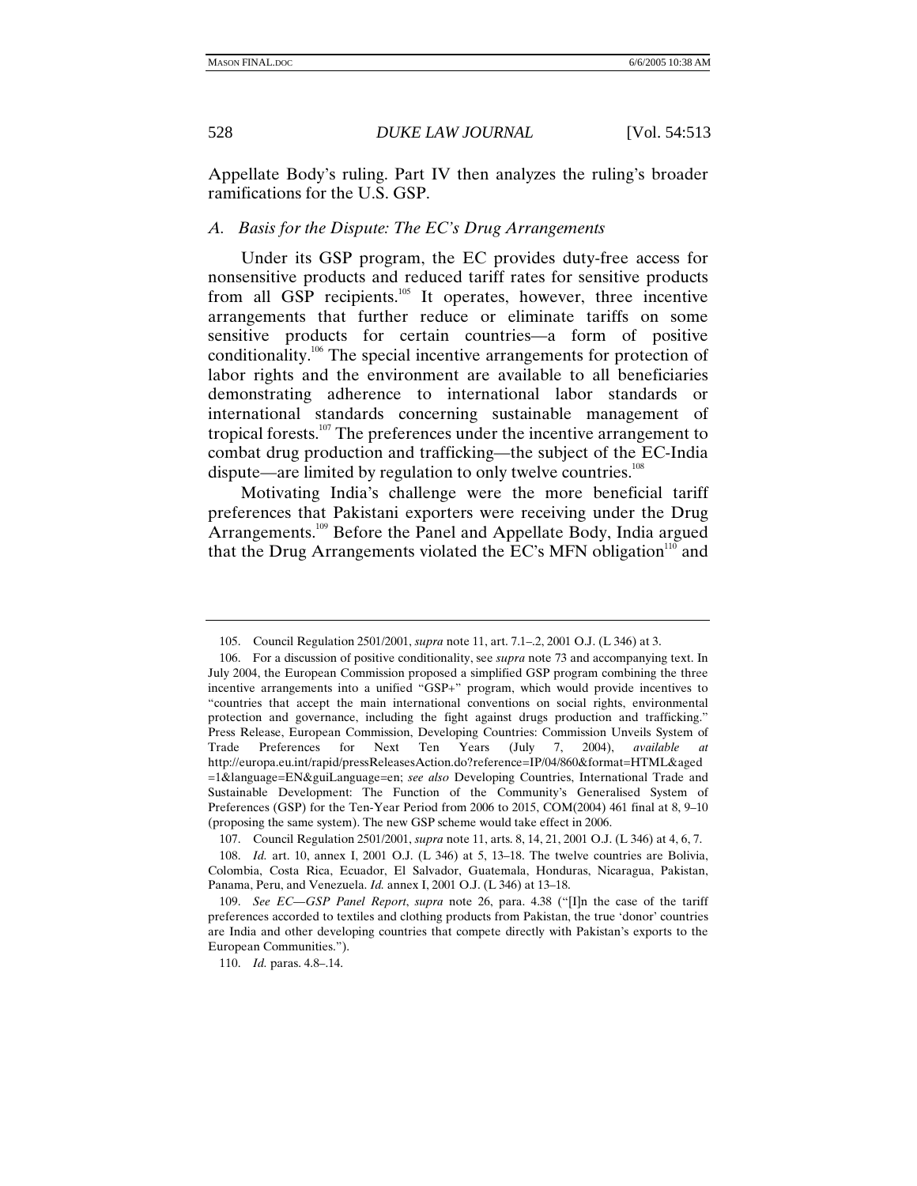Appellate Body's ruling. Part IV then analyzes the ruling's broader ramifications for the U.S. GSP.

### *A. Basis for the Dispute: The EC's Drug Arrangements*

Under its GSP program, the EC provides duty-free access for nonsensitive products and reduced tariff rates for sensitive products from all GSP recipients.[105] It operates, however, three incentive arrangements that further reduce or eliminate tariffs on some sensitive products for certain countries—a form of positive conditionality.[106] The special incentive arrangements for protection of labor rights and the environment are available to all beneficiaries demonstrating adherence to international labor standards or international standards concerning sustainable management of tropical forests.[107] The preferences under the incentive arrangement to combat drug production and trafficking—the subject of the EC-India dispute—are limited by regulation to only twelve countries.[108]

Motivating India's challenge were the more beneficial tariff preferences that Pakistani exporters were receiving under the Drug Arrangements.[109] Before the Panel and Appellate Body, India argued that the Drug Arrangements violated the EC's MFN obligation[110] and

---

105. Council Regulation 2501/2001, *supra* note 11, art. 7.1–.2, 2001 O.J. (L 346) at 3.

106. For a discussion of positive conditionality, see *supra* note 73 and accompanying text. In July 2004, the European Commission proposed a simplified GSP program combining the three incentive arrangements into a unified "GSP+" program, which would provide incentives to "countries that accept the main international conventions on social rights, environmental protection and governance, including the fight against drugs production and trafficking." Press Release, European Commission, Developing Countries: Commission Unveils System of Trade Preferences for Next Ten Years (July 7, 2004), *available at* http://europa.eu.int/rapid/pressReleasesAction.do?reference=IP/04/860&format=HTML&aged=1&language=EN&guiLanguage=en; *see also* Developing Countries, International Trade and Sustainable Development: The Function of the Community's Generalised System of Preferences (GSP) for the Ten-Year Period from 2006 to 2015, COM(2004) 461 final at 8, 9–10 (proposing the same system). The new GSP scheme would take effect in 2006.

107. Council Regulation 2501/2001, *supra* note 11, arts. 8, 14, 21, 2001 O.J. (L 346) at 4, 6, 7.

108. *Id.* art. 10, annex I, 2001 O.J. (L 346) at 5, 13–18. The twelve countries are Bolivia, Colombia, Costa Rica, Ecuador, El Salvador, Guatemala, Honduras, Nicaragua, Pakistan, Panama, Peru, and Venezuela. *Id.* annex I, 2001 O.J. (L 346) at 13–18.

109. *See EC—GSP Panel Report*, *supra* note 26, para. 4.38 ("[I]n the case of the tariff preferences accorded to textiles and clothing products from Pakistan, the true 'donor' countries are India and other developing countries that compete directly with Pakistan's exports to the European Communities.").

110. *Id.* paras. 4.8–.14.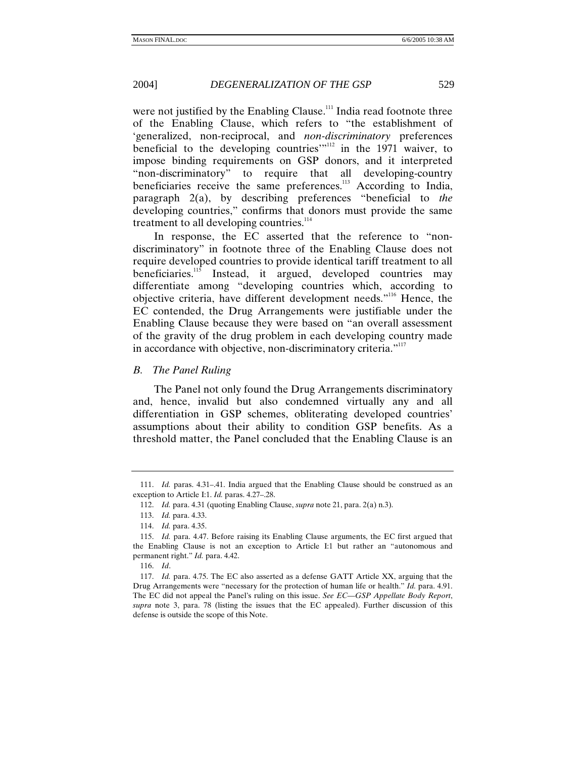were not justified by the Enabling Clause.[111] India read footnote three of the Enabling Clause, which refers to "the establishment of 'generalized, non-reciprocal, and *non-discriminatory* preferences beneficial to the developing countries'"[112] in the 1971 waiver, to impose binding requirements on GSP donors, and it interpreted "non-discriminatory" to require that all developing-country beneficiaries receive the same preferences.[113] According to India, paragraph 2(a), by describing preferences "beneficial to *the* developing countries," confirms that donors must provide the same treatment to all developing countries.[114]

In response, the EC asserted that the reference to "non-discriminatory" in footnote three of the Enabling Clause does not require developed countries to provide identical tariff treatment to all beneficiaries.[115] Instead, it argued, developed countries may differentiate among "developing countries which, according to objective criteria, have different development needs."[116] Hence, the EC contended, the Drug Arrangements were justifiable under the Enabling Clause because they were based on "an overall assessment of the gravity of the drug problem in each developing country made in accordance with objective, non-discriminatory criteria."[117]

### *B. The Panel Ruling*

The Panel not only found the Drug Arrangements discriminatory and, hence, invalid but also condemned virtually any and all differentiation in GSP schemes, obliterating developed countries' assumptions about their ability to condition GSP benefits. As a threshold matter, the Panel concluded that the Enabling Clause is an

---

111. *Id.* paras. 4.31–.41. India argued that the Enabling Clause should be construed as an exception to Article I:1. *Id.* paras. 4.27–.28.

112. *Id.* para. 4.31 (quoting Enabling Clause, *supra* note 21, para. 2(a) n.3).

113. *Id.* para. 4.33.

114. *Id.* para. 4.35.

115. *Id.* para. 4.47. Before raising its Enabling Clause arguments, the EC first argued that the Enabling Clause is not an exception to Article I:1 but rather an "autonomous and permanent right." *Id.* para. 4.42.

116. *Id*.

117. *Id.* para. 4.75. The EC also asserted as a defense GATT Article XX, arguing that the Drug Arrangements were "necessary for the protection of human life or health." *Id.* para. 4.91. The EC did not appeal the Panel's ruling on this issue. *See EC—GSP Appellate Body Report*, *supra* note 3, para. 78 (listing the issues that the EC appealed). Further discussion of this defense is outside the scope of this Note.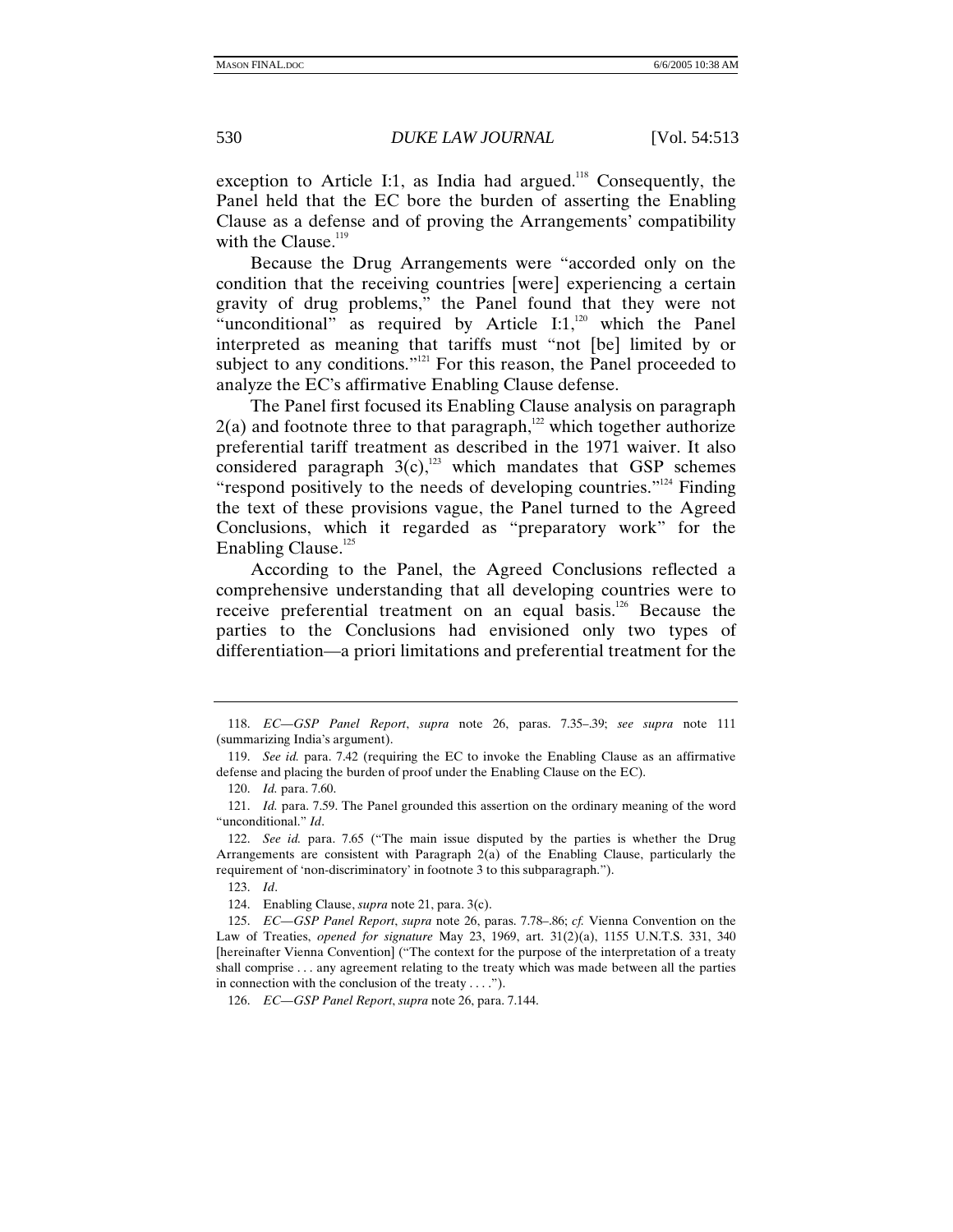exception to Article I:1, as India had argued.[118] Consequently, the Panel held that the EC bore the burden of asserting the Enabling Clause as a defense and of proving the Arrangements' compatibility with the Clause.[119]

Because the Drug Arrangements were "accorded only on the condition that the receiving countries [were] experiencing a certain gravity of drug problems," the Panel found that they were not "unconditional" as required by Article I:1,[120] which the Panel interpreted as meaning that tariffs must "not [be] limited by or subject to any conditions."[121] For this reason, the Panel proceeded to analyze the EC's affirmative Enabling Clause defense.

The Panel first focused its Enabling Clause analysis on paragraph 2(a) and footnote three to that paragraph,[122] which together authorize preferential tariff treatment as described in the 1971 waiver. It also considered paragraph 3(c),[123] which mandates that GSP schemes "respond positively to the needs of developing countries."[124] Finding the text of these provisions vague, the Panel turned to the Agreed Conclusions, which it regarded as "preparatory work" for the Enabling Clause.[125]

According to the Panel, the Agreed Conclusions reflected a comprehensive understanding that all developing countries were to receive preferential treatment on an equal basis.[126] Because the parties to the Conclusions had envisioned only two types of differentiation—a priori limitations and preferential treatment for the

---

118. *EC—GSP Panel Report*, *supra* note 26, paras. 7.35–.39; *see supra* note 111 (summarizing India's argument).

119. *See id.* para. 7.42 (requiring the EC to invoke the Enabling Clause as an affirmative defense and placing the burden of proof under the Enabling Clause on the EC).

120. *Id.* para. 7.60.

121. *Id.* para. 7.59. The Panel grounded this assertion on the ordinary meaning of the word "unconditional." *Id*.

122. *See id.* para. 7.65 ("The main issue disputed by the parties is whether the Drug Arrangements are consistent with Paragraph 2(a) of the Enabling Clause, particularly the requirement of 'non-discriminatory' in footnote 3 to this subparagraph.").

123. *Id*.

124. Enabling Clause, *supra* note 21, para. 3(c).

125. *EC—GSP Panel Report*, *supra* note 26, paras. 7.78–.86; *cf.* Vienna Convention on the Law of Treaties, *opened for signature* May 23, 1969, art. 31(2)(a), 1155 U.N.T.S. 331, 340 [hereinafter Vienna Convention] ("The context for the purpose of the interpretation of a treaty shall comprise . . . any agreement relating to the treaty which was made between all the parties in connection with the conclusion of the treaty . . . .").

126. *EC—GSP Panel Report*, *supra* note 26, para. 7.144.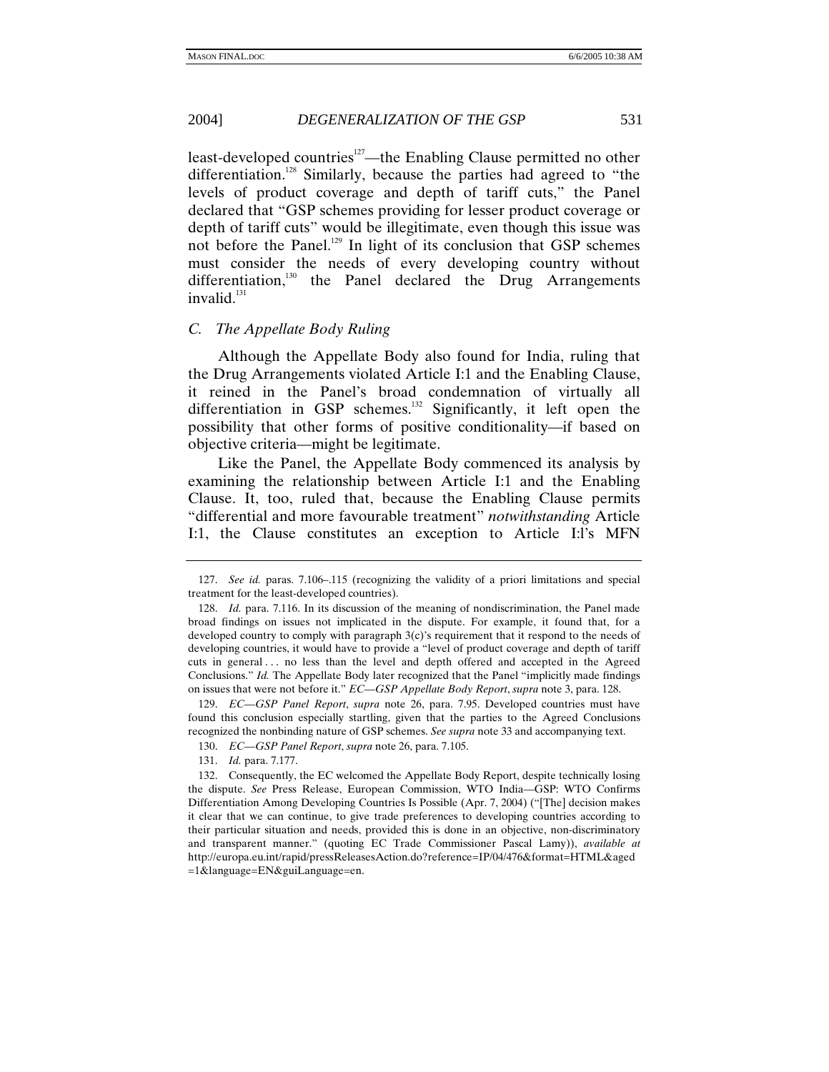least-developed countries[127]—the Enabling Clause permitted no other differentiation.[128] Similarly, because the parties had agreed to "the levels of product coverage and depth of tariff cuts," the Panel declared that "GSP schemes providing for lesser product coverage or depth of tariff cuts" would be illegitimate, even though this issue was not before the Panel.[129] In light of its conclusion that GSP schemes must consider the needs of every developing country without differentiation,[130] the Panel declared the Drug Arrangements invalid.[131]

### *C. The Appellate Body Ruling*

Although the Appellate Body also found for India, ruling that the Drug Arrangements violated Article I:1 and the Enabling Clause, it reined in the Panel's broad condemnation of virtually all differentiation in GSP schemes.[132] Significantly, it left open the possibility that other forms of positive conditionality—if based on objective criteria—might be legitimate.

Like the Panel, the Appellate Body commenced its analysis by examining the relationship between Article I:1 and the Enabling Clause. It, too, ruled that, because the Enabling Clause permits "differential and more favourable treatment" *notwithstanding* Article I:1, the Clause constitutes an exception to Article I:l's MFN

---

127. *See id.* paras. 7.106–.115 (recognizing the validity of a priori limitations and special treatment for the least-developed countries).

128. *Id.* para. 7.116. In its discussion of the meaning of nondiscrimination, the Panel made broad findings on issues not implicated in the dispute. For example, it found that, for a developed country to comply with paragraph 3(c)'s requirement that it respond to the needs of developing countries, it would have to provide a "level of product coverage and depth of tariff cuts in general . . . no less than the level and depth offered and accepted in the Agreed Conclusions." *Id.* The Appellate Body later recognized that the Panel "implicitly made findings on issues that were not before it." *EC—GSP Appellate Body Report*, *supra* note 3, para. 128.

129. *EC—GSP Panel Report*, *supra* note 26, para. 7.95. Developed countries must have found this conclusion especially startling, given that the parties to the Agreed Conclusions recognized the nonbinding nature of GSP schemes. *See supra* note 33 and accompanying text.

130. *EC—GSP Panel Report*, *supra* note 26, para. 7.105.

131. *Id.* para. 7.177.

132. Consequently, the EC welcomed the Appellate Body Report, despite technically losing the dispute. *See* Press Release, European Commission, WTO India—GSP: WTO Confirms Differentiation Among Developing Countries Is Possible (Apr. 7, 2004) ("[The] decision makes it clear that we can continue, to give trade preferences to developing countries according to their particular situation and needs, provided this is done in an objective, non-discriminatory and transparent manner." (quoting EC Trade Commissioner Pascal Lamy)), *available at* http://europa.eu.int/rapid/pressReleasesAction.do?reference=IP/04/476&format=HTML&aged=1&language=EN&guiLanguage=en.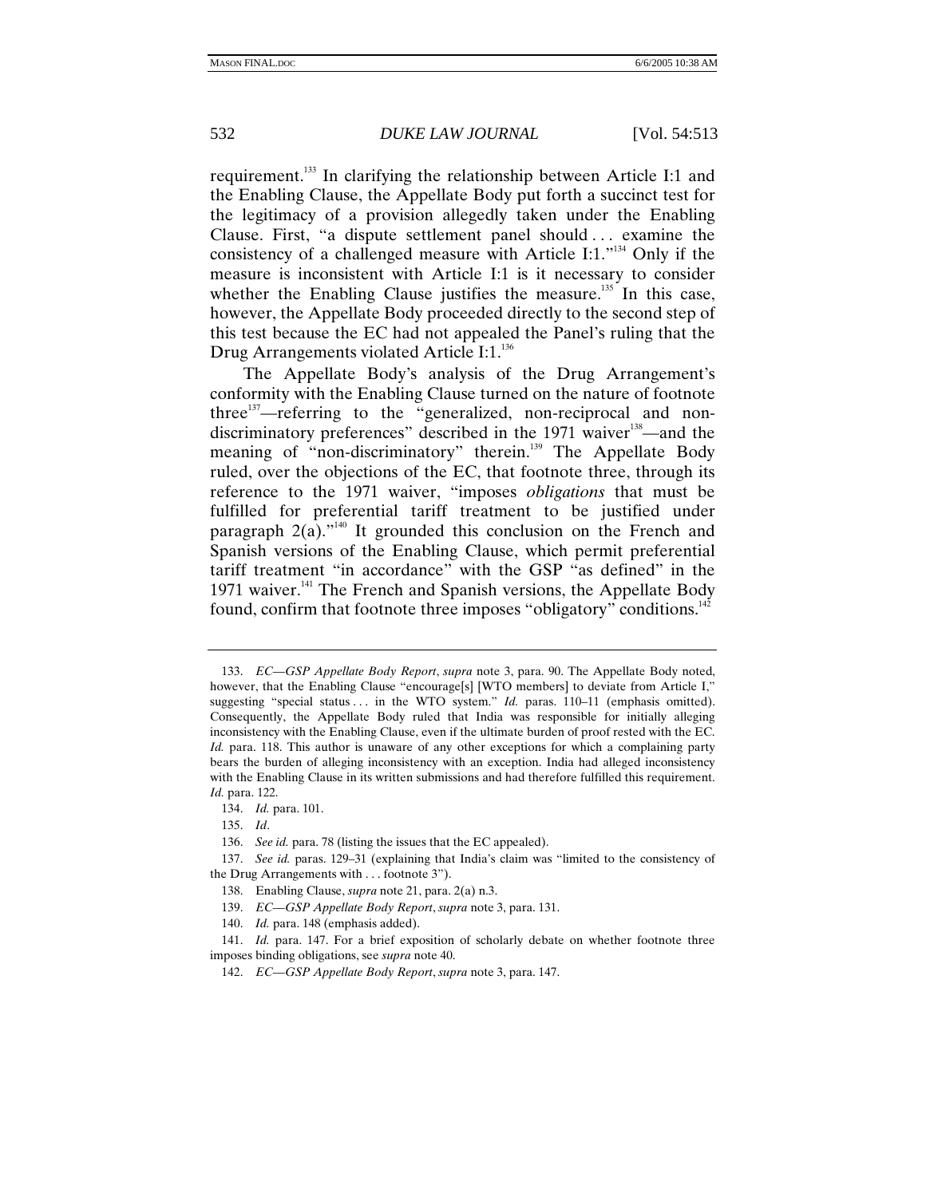requirement.[133] In clarifying the relationship between Article I:1 and the Enabling Clause, the Appellate Body put forth a succinct test for the legitimacy of a provision allegedly taken under the Enabling Clause. First, "a dispute settlement panel should . . . examine the consistency of a challenged measure with Article I:1."[134] Only if the measure is inconsistent with Article I:1 is it necessary to consider whether the Enabling Clause justifies the measure.[135] In this case, however, the Appellate Body proceeded directly to the second step of this test because the EC had not appealed the Panel's ruling that the Drug Arrangements violated Article I:1.[136]

The Appellate Body's analysis of the Drug Arrangement's conformity with the Enabling Clause turned on the nature of footnote three[137]—referring to the "generalized, non-reciprocal and non-discriminatory preferences" described in the 1971 waiver[138]—and the meaning of "non-discriminatory" therein.[139] The Appellate Body ruled, over the objections of the EC, that footnote three, through its reference to the 1971 waiver, "imposes *obligations* that must be fulfilled for preferential tariff treatment to be justified under paragraph 2(a)."[140] It grounded this conclusion on the French and Spanish versions of the Enabling Clause, which permit preferential tariff treatment "in accordance" with the GSP "as defined" in the 1971 waiver.[141] The French and Spanish versions, the Appellate Body found, confirm that footnote three imposes "obligatory" conditions.[142]

---

133. *EC—GSP Appellate Body Report*, *supra* note 3, para. 90. The Appellate Body noted, however, that the Enabling Clause "encourage[s] [WTO members] to deviate from Article I," suggesting "special status . . . in the WTO system." *Id.* paras. 110–11 (emphasis omitted). Consequently, the Appellate Body ruled that India was responsible for initially alleging inconsistency with the Enabling Clause, even if the ultimate burden of proof rested with the EC. *Id.* para. 118. This author is unaware of any other exceptions for which a complaining party bears the burden of alleging inconsistency with an exception. India had alleged inconsistency with the Enabling Clause in its written submissions and had therefore fulfilled this requirement. *Id.* para. 122.

134. *Id.* para. 101.

135. *Id*.

136. *See id.* para. 78 (listing the issues that the EC appealed).

137. *See id.* paras. 129–31 (explaining that India's claim was "limited to the consistency of the Drug Arrangements with . . . footnote 3").

138. Enabling Clause, *supra* note 21, para. 2(a) n.3.

139. *EC—GSP Appellate Body Report*, *supra* note 3, para. 131.

140. *Id.* para. 148 (emphasis added).

141. *Id.* para. 147. For a brief exposition of scholarly debate on whether footnote three imposes binding obligations, see *supra* note 40.

142. *EC—GSP Appellate Body Report*, *supra* note 3, para. 147.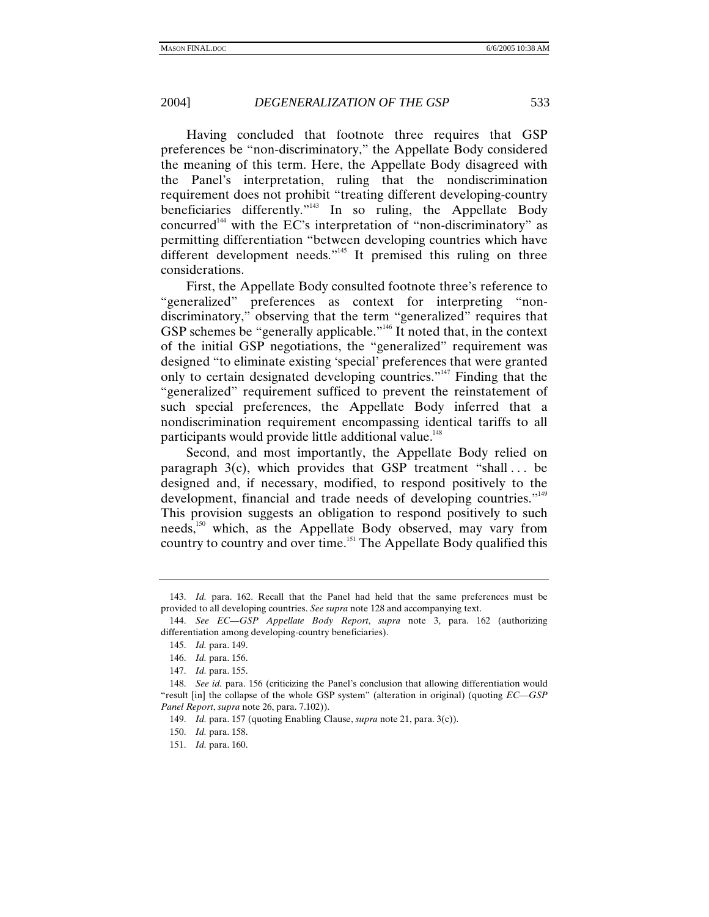Having concluded that footnote three requires that GSP preferences be "non-discriminatory," the Appellate Body considered the meaning of this term. Here, the Appellate Body disagreed with the Panel's interpretation, ruling that the nondiscrimination requirement does not prohibit "treating different developing-country beneficiaries differently."[143] In so ruling, the Appellate Body concurred[144] with the EC's interpretation of "non-discriminatory" as permitting differentiation "between developing countries which have different development needs."[145] It premised this ruling on three considerations.

First, the Appellate Body consulted footnote three's reference to "generalized" preferences as context for interpreting "non-discriminatory," observing that the term "generalized" requires that GSP schemes be "generally applicable."[146] It noted that, in the context of the initial GSP negotiations, the "generalized" requirement was designed "to eliminate existing 'special' preferences that were granted only to certain designated developing countries."[147] Finding that the "generalized" requirement sufficed to prevent the reinstatement of such special preferences, the Appellate Body inferred that a nondiscrimination requirement encompassing identical tariffs to all participants would provide little additional value.[148]

Second, and most importantly, the Appellate Body relied on paragraph 3(c), which provides that GSP treatment "shall . . . be designed and, if necessary, modified, to respond positively to the development, financial and trade needs of developing countries."[149] This provision suggests an obligation to respond positively to such needs,[150] which, as the Appellate Body observed, may vary from country to country and over time.[151] The Appellate Body qualified this

---

143. *Id.* para. 162. Recall that the Panel had held that the same preferences must be provided to all developing countries. *See supra* note 128 and accompanying text.

144. *See EC—GSP Appellate Body Report*, *supra* note 3, para. 162 (authorizing differentiation among developing-country beneficiaries).

145. *Id.* para. 149.

146. *Id.* para. 156.

147. *Id.* para. 155.

148. *See id.* para. 156 (criticizing the Panel's conclusion that allowing differentiation would "result [in] the collapse of the whole GSP system" (alteration in original) (quoting *EC—GSP Panel Report*, *supra* note 26, para. 7.102)).

149. *Id.* para. 157 (quoting Enabling Clause, *supra* note 21, para. 3(c)).

150. *Id.* para. 158.

151. *Id.* para. 160.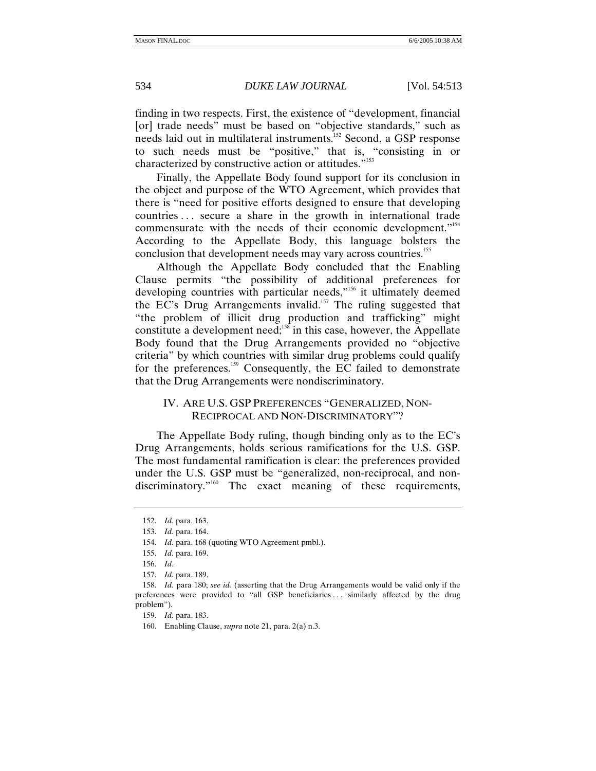finding in two respects. First, the existence of "development, financial [or] trade needs" must be based on "objective standards," such as needs laid out in multilateral instruments.[152] Second, a GSP response to such needs must be "positive," that is, "consisting in or characterized by constructive action or attitudes."[153]

Finally, the Appellate Body found support for its conclusion in the object and purpose of the WTO Agreement, which provides that there is "need for positive efforts designed to ensure that developing countries . . . secure a share in the growth in international trade commensurate with the needs of their economic development."[154] According to the Appellate Body, this language bolsters the conclusion that development needs may vary across countries.[155]

Although the Appellate Body concluded that the Enabling Clause permits "the possibility of additional preferences for developing countries with particular needs,"[156] it ultimately deemed the EC's Drug Arrangements invalid.[157] The ruling suggested that "the problem of illicit drug production and trafficking" might constitute a development need;[158] in this case, however, the Appellate Body found that the Drug Arrangements provided no "objective criteria" by which countries with similar drug problems could qualify for the preferences.[159] Consequently, the EC failed to demonstrate that the Drug Arrangements were nondiscriminatory.

## IV. ARE U.S. GSP PREFERENCES "GENERALIZED, NON-RECIPROCAL AND NON-DISCRIMINATORY"?

The Appellate Body ruling, though binding only as to the EC's Drug Arrangements, holds serious ramifications for the U.S. GSP. The most fundamental ramification is clear: the preferences provided under the U.S. GSP must be "generalized, non-reciprocal, and non-discriminatory."[160] The exact meaning of these requirements,

---

152. *Id.* para. 163.

153. *Id.* para. 164.

154. *Id.* para. 168 (quoting WTO Agreement pmbl.).

155. *Id.* para. 169.

156. *Id*.

157. *Id.* para. 189.

158. *Id.* para 180; *see id.* (asserting that the Drug Arrangements would be valid only if the preferences were provided to "all GSP beneficiaries . . . similarly affected by the drug problem").

159. *Id.* para. 183.

160. Enabling Clause, *supra* note 21, para. 2(a) n.3.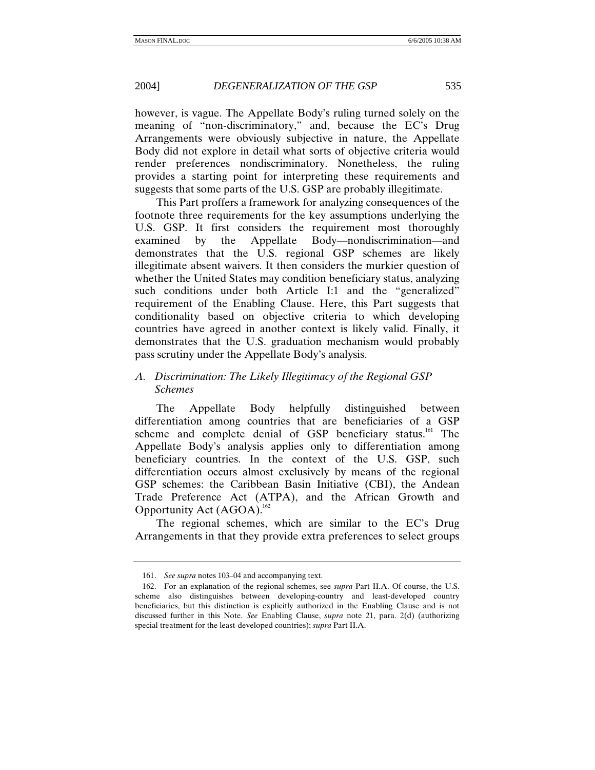however, is vague. The Appellate Body's ruling turned solely on the meaning of "non-discriminatory," and, because the EC's Drug Arrangements were obviously subjective in nature, the Appellate Body did not explore in detail what sorts of objective criteria would render preferences nondiscriminatory. Nonetheless, the ruling provides a starting point for interpreting these requirements and suggests that some parts of the U.S. GSP are probably illegitimate.

This Part proffers a framework for analyzing consequences of the footnote three requirements for the key assumptions underlying the U.S. GSP. It first considers the requirement most thoroughly examined by the Appellate Body—nondiscrimination—and demonstrates that the U.S. regional GSP schemes are likely illegitimate absent waivers. It then considers the murkier question of whether the United States may condition beneficiary status, analyzing such conditions under both Article I:1 and the "generalized" requirement of the Enabling Clause. Here, this Part suggests that conditionality based on objective criteria to which developing countries have agreed in another context is likely valid. Finally, it demonstrates that the U.S. graduation mechanism would probably pass scrutiny under the Appellate Body's analysis.

### *A. Discrimination: The Likely Illegitimacy of the Regional GSP Schemes*

The Appellate Body helpfully distinguished between differentiation among countries that are beneficiaries of a GSP scheme and complete denial of GSP beneficiary status.[161] The Appellate Body's analysis applies only to differentiation among beneficiary countries. In the context of the U.S. GSP, such differentiation occurs almost exclusively by means of the regional GSP schemes: the Caribbean Basin Initiative (CBI), the Andean Trade Preference Act (ATPA), and the African Growth and Opportunity Act (AGOA).[162]

The regional schemes, which are similar to the EC's Drug Arrangements in that they provide extra preferences to select groups

---

161. *See supra* notes 103–04 and accompanying text.

162. For an explanation of the regional schemes, see *supra* Part II.A. Of course, the U.S. scheme also distinguishes between developing-country and least-developed country beneficiaries, but this distinction is explicitly authorized in the Enabling Clause and is not discussed further in this Note. *See* Enabling Clause, *supra* note 21, para. 2(d) (authorizing special treatment for the least-developed countries); *supra* Part II.A.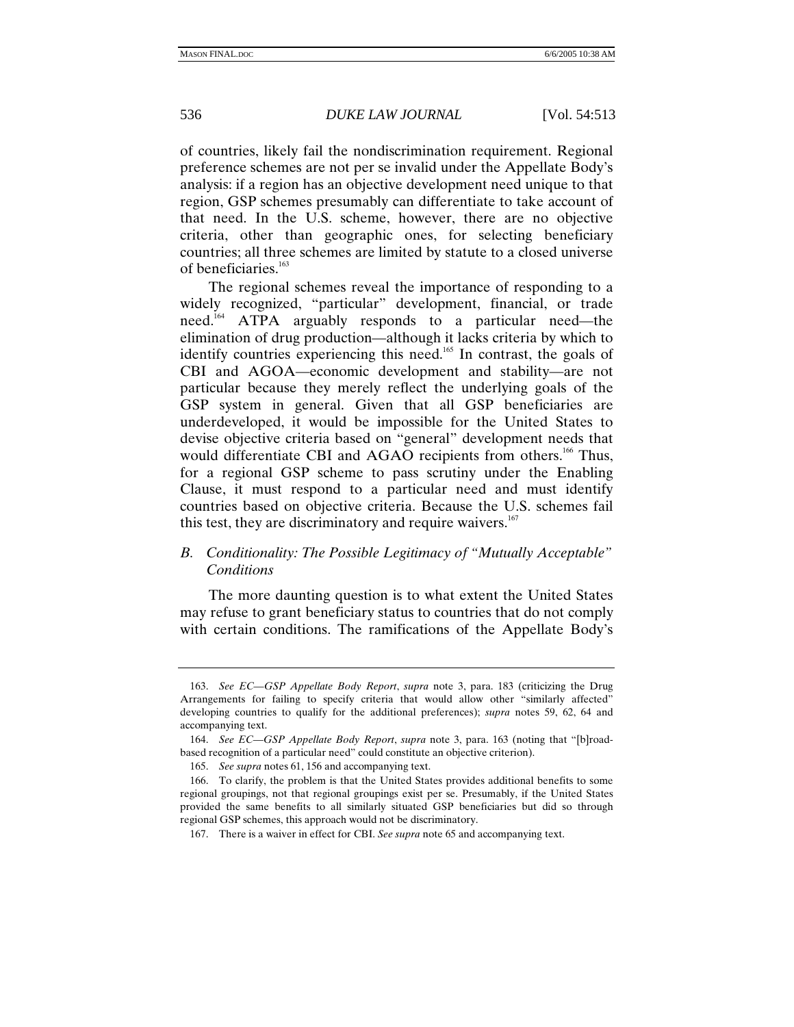of countries, likely fail the nondiscrimination requirement. Regional preference schemes are not per se invalid under the Appellate Body's analysis: if a region has an objective development need unique to that region, GSP schemes presumably can differentiate to take account of that need. In the U.S. scheme, however, there are no objective criteria, other than geographic ones, for selecting beneficiary countries; all three schemes are limited by statute to a closed universe of beneficiaries.[163]

The regional schemes reveal the importance of responding to a widely recognized, "particular" development, financial, or trade need.[164] ATPA arguably responds to a particular need—the elimination of drug production—although it lacks criteria by which to identify countries experiencing this need.[165] In contrast, the goals of CBI and AGOA—economic development and stability—are not particular because they merely reflect the underlying goals of the GSP system in general. Given that all GSP beneficiaries are underdeveloped, it would be impossible for the United States to devise objective criteria based on "general" development needs that would differentiate CBI and AGAO recipients from others.[166] Thus, for a regional GSP scheme to pass scrutiny under the Enabling Clause, it must respond to a particular need and must identify countries based on objective criteria. Because the U.S. schemes fail this test, they are discriminatory and require waivers.[167]

### *B. Conditionality: The Possible Legitimacy of "Mutually Acceptable" Conditions*

The more daunting question is to what extent the United States may refuse to grant beneficiary status to countries that do not comply with certain conditions. The ramifications of the Appellate Body's

---

163. *See EC—GSP Appellate Body Report*, *supra* note 3, para. 183 (criticizing the Drug Arrangements for failing to specify criteria that would allow other "similarly affected" developing countries to qualify for the additional preferences); *supra* notes 59, 62, 64 and accompanying text.

164. *See EC—GSP Appellate Body Report*, *supra* note 3, para. 163 (noting that "[b]road-based recognition of a particular need" could constitute an objective criterion).

165. *See supra* notes 61, 156 and accompanying text.

166. To clarify, the problem is that the United States provides additional benefits to some regional groupings, not that regional groupings exist per se. Presumably, if the United States provided the same benefits to all similarly situated GSP beneficiaries but did so through regional GSP schemes, this approach would not be discriminatory.

167. There is a waiver in effect for CBI. *See supra* note 65 and accompanying text.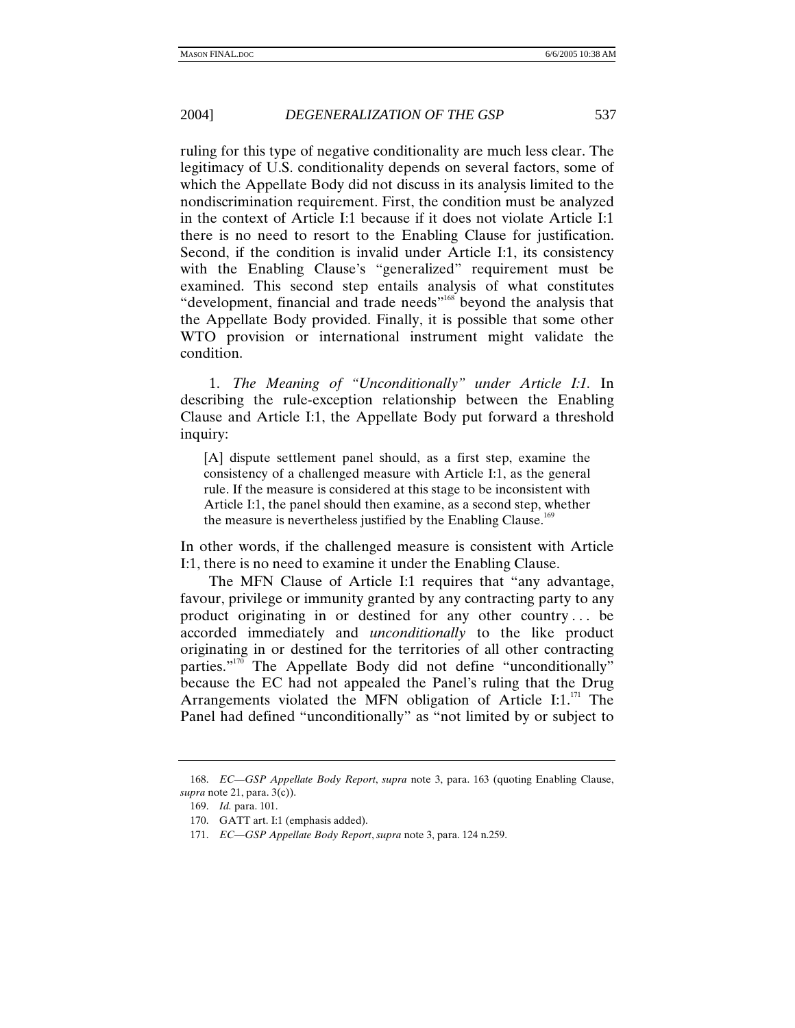ruling for this type of negative conditionality are much less clear. The legitimacy of U.S. conditionality depends on several factors, some of which the Appellate Body did not discuss in its analysis limited to the nondiscrimination requirement. First, the condition must be analyzed in the context of Article I:1 because if it does not violate Article I:1 there is no need to resort to the Enabling Clause for justification. Second, if the condition is invalid under Article I:1, its consistency with the Enabling Clause's "generalized" requirement must be examined. This second step entails analysis of what constitutes "development, financial and trade needs"[168] beyond the analysis that the Appellate Body provided. Finally, it is possible that some other WTO provision or international instrument might validate the condition.

1. *The Meaning of "Unconditionally" under Article I:1.* In describing the rule-exception relationship between the Enabling Clause and Article I:1, the Appellate Body put forward a threshold inquiry:

> [A] dispute settlement panel should, as a first step, examine the consistency of a challenged measure with Article I:1, as the general rule. If the measure is considered at this stage to be inconsistent with Article I:1, the panel should then examine, as a second step, whether the measure is nevertheless justified by the Enabling Clause.[169]

In other words, if the challenged measure is consistent with Article I:1, there is no need to examine it under the Enabling Clause.

The MFN Clause of Article I:1 requires that "any advantage, favour, privilege or immunity granted by any contracting party to any product originating in or destined for any other country . . . be accorded immediately and *unconditionally* to the like product originating in or destined for the territories of all other contracting parties."[170] The Appellate Body did not define "unconditionally" because the EC had not appealed the Panel's ruling that the Drug Arrangements violated the MFN obligation of Article I:1.[171] The Panel had defined "unconditionally" as "not limited by or subject to

---

168. *EC—GSP Appellate Body Report*, *supra* note 3, para. 163 (quoting Enabling Clause, *supra* note 21, para. 3(c)).

169. *Id.* para. 101.

170. GATT art. I:1 (emphasis added).

171. *EC—GSP Appellate Body Report*, *supra* note 3, para. 124 n.259.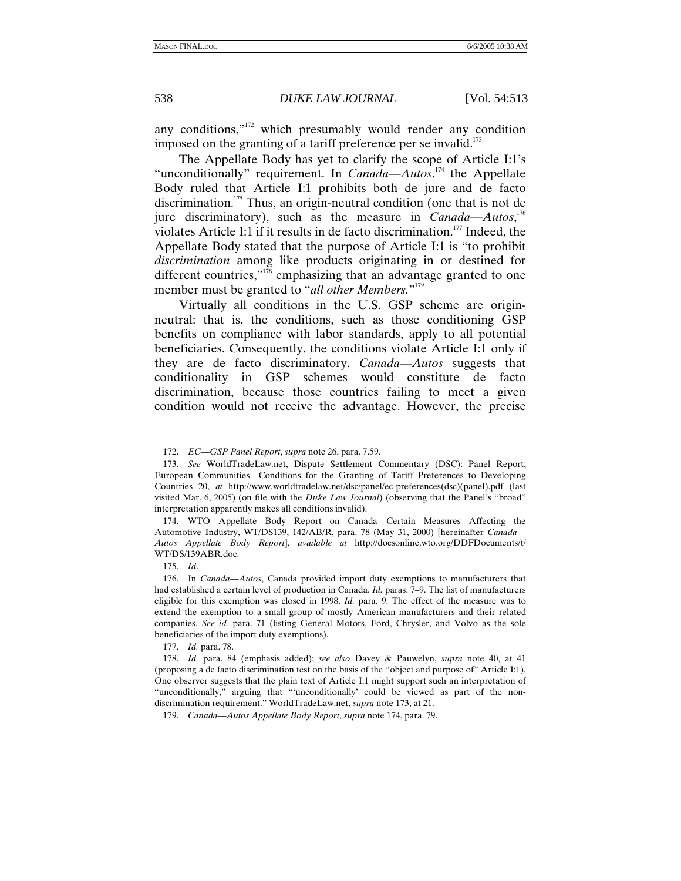any conditions,"[172] which presumably would render any condition imposed on the granting of a tariff preference per se invalid.[173]

The Appellate Body has yet to clarify the scope of Article I:1's "unconditionally" requirement. In *Canada—Autos*,[174] the Appellate Body ruled that Article I:1 prohibits both de jure and de facto discrimination.[175] Thus, an origin-neutral condition (one that is not de jure discriminatory), such as the measure in *Canada—Autos*,[176] violates Article I:1 if it results in de facto discrimination.[177] Indeed, the Appellate Body stated that the purpose of Article I:1 is "to prohibit *discrimination* among like products originating in or destined for different countries,"[178] emphasizing that an advantage granted to one member must be granted to "*all other Members.*"[179]

Virtually all conditions in the U.S. GSP scheme are origin-neutral: that is, the conditions, such as those conditioning GSP benefits on compliance with labor standards, apply to all potential beneficiaries. Consequently, the conditions violate Article I:1 only if they are de facto discriminatory. *Canada—Autos* suggests that conditionality in GSP schemes would constitute de facto discrimination, because those countries failing to meet a given condition would not receive the advantage. However, the precise

---

172. *EC—GSP Panel Report*, *supra* note 26, para. 7.59.

173. *See* WorldTradeLaw.net, Dispute Settlement Commentary (DSC): Panel Report, European Communities—Conditions for the Granting of Tariff Preferences to Developing Countries 20, *at* http://www.worldtradelaw.net/dsc/panel/ec-preferences(dsc)(panel).pdf (last visited Mar. 6, 2005) (on file with the *Duke Law Journal*) (observing that the Panel's "broad" interpretation apparently makes all conditions invalid).

174. WTO Appellate Body Report on Canada—Certain Measures Affecting the Automotive Industry, WT/DS139, 142/AB/R, para. 78 (May 31, 2000) [hereinafter *Canada—Autos Appellate Body Report*], *available at* http://docsonline.wto.org/DDFDocuments/t/WT/DS/139ABR.doc.

175. *Id*.

176. In *Canada—Autos*, Canada provided import duty exemptions to manufacturers that had established a certain level of production in Canada. *Id.* paras. 7–9. The list of manufacturers eligible for this exemption was closed in 1998. *Id.* para. 9. The effect of the measure was to extend the exemption to a small group of mostly American manufacturers and their related companies. *See id.* para. 71 (listing General Motors, Ford, Chrysler, and Volvo as the sole beneficiaries of the import duty exemptions).

177. *Id.* para. 78.

178. *Id.* para. 84 (emphasis added); *see also* Davey & Pauwelyn, *supra* note 40, at 41 (proposing a de facto discrimination test on the basis of the "object and purpose of" Article I:1). One observer suggests that the plain text of Article I:1 might support such an interpretation of "unconditionally," arguing that "'unconditionally' could be viewed as part of the non-discrimination requirement." WorldTradeLaw.net, *supra* note 173, at 21.

179. *Canada—Autos Appellate Body Report*, *supra* note 174, para. 79.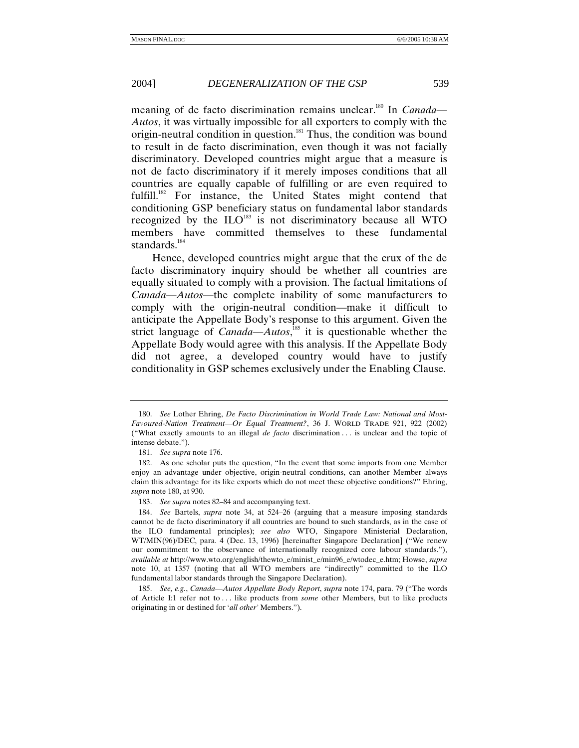meaning of de facto discrimination remains unclear.[180] In *Canada—Autos*, it was virtually impossible for all exporters to comply with the origin-neutral condition in question.[181] Thus, the condition was bound to result in de facto discrimination, even though it was not facially discriminatory. Developed countries might argue that a measure is not de facto discriminatory if it merely imposes conditions that all countries are equally capable of fulfilling or are even required to fulfill.[182] For instance, the United States might contend that conditioning GSP beneficiary status on fundamental labor standards recognized by the ILO[183] is not discriminatory because all WTO members have committed themselves to these fundamental standards.[184]

Hence, developed countries might argue that the crux of the de facto discriminatory inquiry should be whether all countries are equally situated to comply with a provision. The factual limitations of *Canada—Autos*—the complete inability of some manufacturers to comply with the origin-neutral condition—make it difficult to anticipate the Appellate Body's response to this argument. Given the strict language of *Canada—Autos*,[185] it is questionable whether the Appellate Body would agree with this analysis. If the Appellate Body did not agree, a developed country would have to justify conditionality in GSP schemes exclusively under the Enabling Clause.

---

180. *See* Lother Ehring, *De Facto Discrimination in World Trade Law: National and Most-Favoured-Nation Treatment—Or Equal Treatment?*, 36 J. WORLD TRADE 921, 922 (2002) ("What exactly amounts to an illegal *de facto* discrimination . . . is unclear and the topic of intense debate.").

181. *See supra* note 176.

182. As one scholar puts the question, "In the event that some imports from one Member enjoy an advantage under objective, origin-neutral conditions, can another Member always claim this advantage for its like exports which do not meet these objective conditions?" Ehring, *supra* note 180, at 930.

183. *See supra* notes 82–84 and accompanying text.

184. *See* Bartels, *supra* note 34, at 524–26 (arguing that a measure imposing standards cannot be de facto discriminatory if all countries are bound to such standards, as in the case of the ILO fundamental principles); *see also* WTO, Singapore Ministerial Declaration, WT/MIN(96)/DEC, para. 4 (Dec. 13, 1996) [hereinafter Singapore Declaration] ("We renew our commitment to the observance of internationally recognized core labour standards."), *available at* http://www.wto.org/english/thewto_e/minist_e/min96_e/wtodec_e.htm; Howse, *supra* note 10, at 1357 (noting that all WTO members are "indirectly" committed to the ILO fundamental labor standards through the Singapore Declaration).

185. *See, e.g.*, *Canada—Autos Appellate Body Report*, *supra* note 174, para. 79 ("The words of Article I:1 refer not to . . . like products from *some* other Members, but to like products originating in or destined for '*all other*' Members.").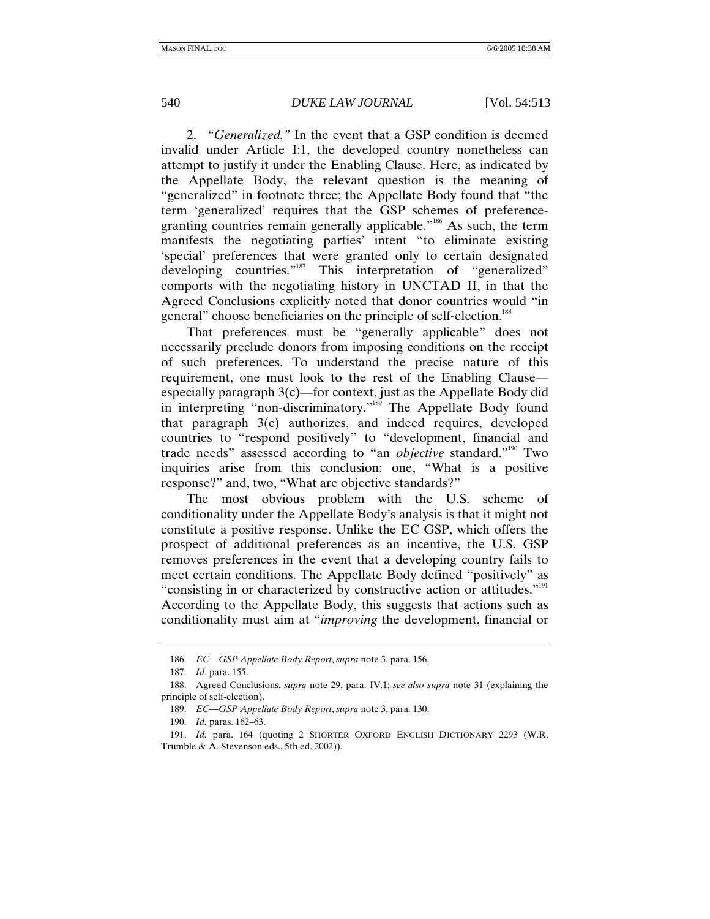2. *"Generalized."* In the event that a GSP condition is deemed invalid under Article I:1, the developed country nonetheless can attempt to justify it under the Enabling Clause. Here, as indicated by the Appellate Body, the relevant question is the meaning of "generalized" in footnote three; the Appellate Body found that "the term 'generalized' requires that the GSP schemes of preference-granting countries remain generally applicable."[186] As such, the term manifests the negotiating parties' intent "to eliminate existing 'special' preferences that were granted only to certain designated developing countries."[187] This interpretation of "generalized" comports with the negotiating history in UNCTAD II, in that the Agreed Conclusions explicitly noted that donor countries would "in general" choose beneficiaries on the principle of self-election.[188]

That preferences must be "generally applicable" does not necessarily preclude donors from imposing conditions on the receipt of such preferences. To understand the precise nature of this requirement, one must look to the rest of the Enabling Clause—especially paragraph 3(c)—for context, just as the Appellate Body did in interpreting "non-discriminatory."[189] The Appellate Body found that paragraph 3(c) authorizes, and indeed requires, developed countries to "respond positively" to "development, financial and trade needs" assessed according to "an *objective* standard."[190] Two inquiries arise from this conclusion: one, "What is a positive response?" and, two, "What are objective standards?"

The most obvious problem with the U.S. scheme of conditionality under the Appellate Body's analysis is that it might not constitute a positive response. Unlike the EC GSP, which offers the prospect of additional preferences as an incentive, the U.S. GSP removes preferences in the event that a developing country fails to meet certain conditions. The Appellate Body defined "positively" as "consisting in or characterized by constructive action or attitudes."[191] According to the Appellate Body, this suggests that actions such as conditionality must aim at "*improving* the development, financial or

---

186. *EC—GSP Appellate Body Report*, *supra* note 3, para. 156.

187. *Id*. para. 155.

188. Agreed Conclusions, *supra* note 29, para. IV.1; *see also supra* note 31 (explaining the principle of self-election).

189. *EC—GSP Appellate Body Report*, *supra* note 3, para. 130.

190. *Id.* paras. 162–63.

191. *Id.* para. 164 (quoting 2 SHORTER OXFORD ENGLISH DICTIONARY 2293 (W.R. Trumble & A. Stevenson eds., 5th ed. 2002)).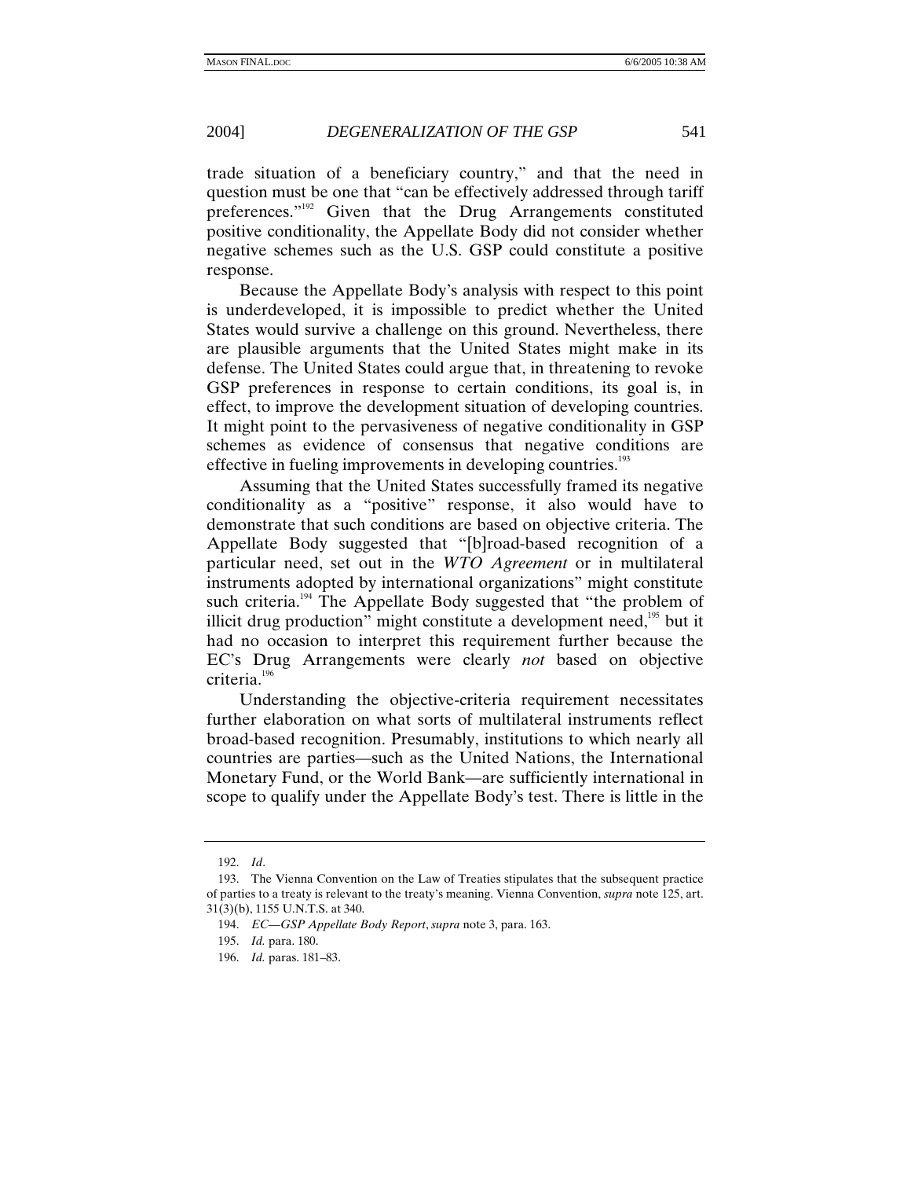trade situation of a beneficiary country," and that the need in question must be one that "can be effectively addressed through tariff preferences."[192] Given that the Drug Arrangements constituted positive conditionality, the Appellate Body did not consider whether negative schemes such as the U.S. GSP could constitute a positive response.

Because the Appellate Body's analysis with respect to this point is underdeveloped, it is impossible to predict whether the United States would survive a challenge on this ground. Nevertheless, there are plausible arguments that the United States might make in its defense. The United States could argue that, in threatening to revoke GSP preferences in response to certain conditions, its goal is, in effect, to improve the development situation of developing countries. It might point to the pervasiveness of negative conditionality in GSP schemes as evidence of consensus that negative conditions are effective in fueling improvements in developing countries.[193]

Assuming that the United States successfully framed its negative conditionality as a "positive" response, it also would have to demonstrate that such conditions are based on objective criteria. The Appellate Body suggested that "[b]road-based recognition of a particular need, set out in the *WTO Agreement* or in multilateral instruments adopted by international organizations" might constitute such criteria.[194] The Appellate Body suggested that "the problem of illicit drug production" might constitute a development need,[195] but it had no occasion to interpret this requirement further because the EC's Drug Arrangements were clearly *not* based on objective criteria.[196]

Understanding the objective-criteria requirement necessitates further elaboration on what sorts of multilateral instruments reflect broad-based recognition. Presumably, institutions to which nearly all countries are parties—such as the United Nations, the International Monetary Fund, or the World Bank—are sufficiently international in scope to qualify under the Appellate Body's test. There is little in the

---

192. *Id*.

193. The Vienna Convention on the Law of Treaties stipulates that the subsequent practice of parties to a treaty is relevant to the treaty's meaning. Vienna Convention, *supra* note 125, art. 31(3)(b), 1155 U.N.T.S. at 340.

194. *EC—GSP Appellate Body Report*, *supra* note 3, para. 163.

195. *Id.* para. 180.

196. *Id.* paras. 181–83.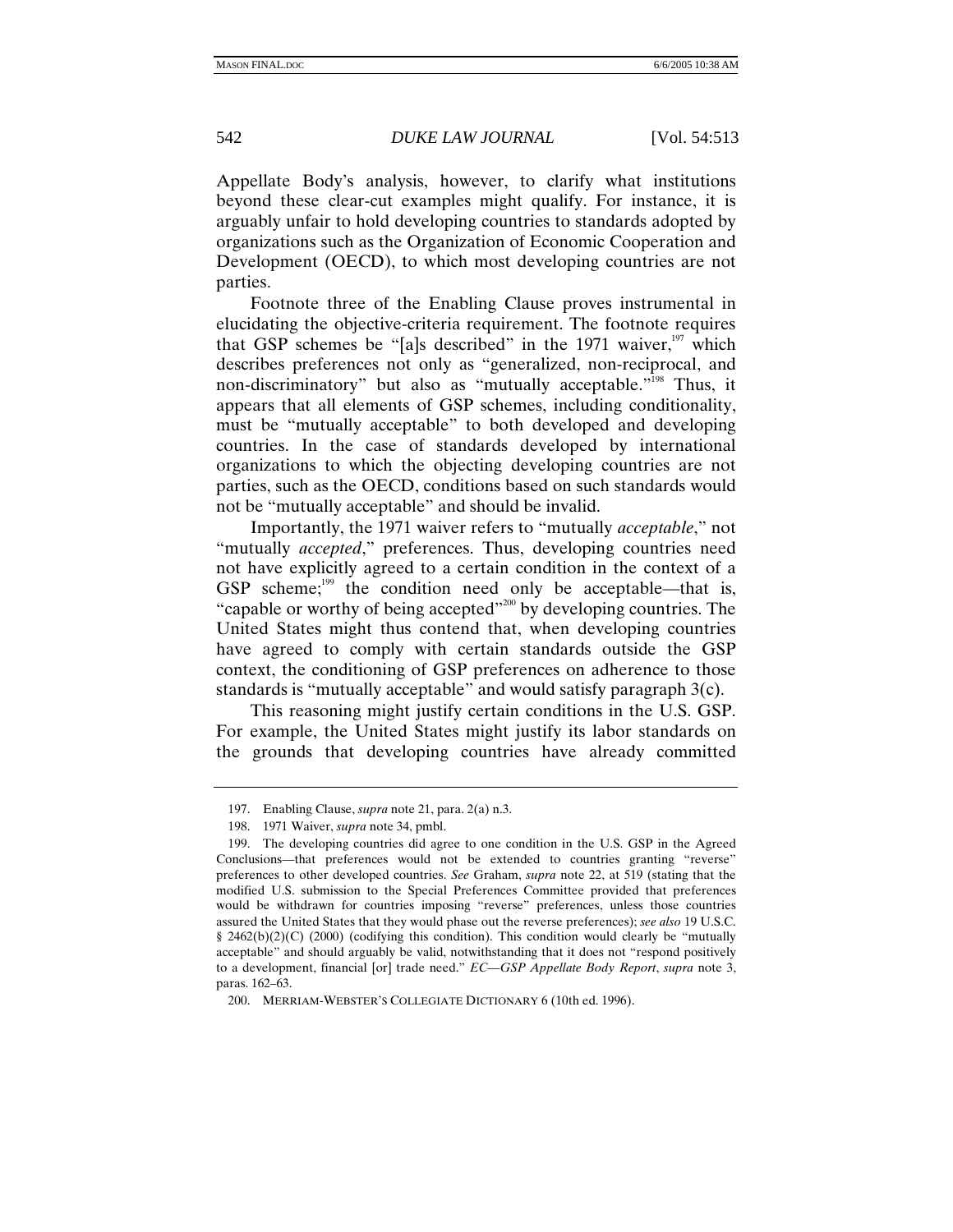Appellate Body's analysis, however, to clarify what institutions beyond these clear-cut examples might qualify. For instance, it is arguably unfair to hold developing countries to standards adopted by organizations such as the Organization of Economic Cooperation and Development (OECD), to which most developing countries are not parties.

Footnote three of the Enabling Clause proves instrumental in elucidating the objective-criteria requirement. The footnote requires that GSP schemes be "[a]s described" in the 1971 waiver,[197] which describes preferences not only as "generalized, non-reciprocal, and non-discriminatory" but also as "mutually acceptable."[198] Thus, it appears that all elements of GSP schemes, including conditionality, must be "mutually acceptable" to both developed and developing countries. In the case of standards developed by international organizations to which the objecting developing countries are not parties, such as the OECD, conditions based on such standards would not be "mutually acceptable" and should be invalid.

Importantly, the 1971 waiver refers to "mutually *acceptable*," not "mutually *accepted*," preferences. Thus, developing countries need not have explicitly agreed to a certain condition in the context of a GSP scheme;[199] the condition need only be acceptable—that is, "capable or worthy of being accepted"[200] by developing countries. The United States might thus contend that, when developing countries have agreed to comply with certain standards outside the GSP context, the conditioning of GSP preferences on adherence to those standards is "mutually acceptable" and would satisfy paragraph 3(c).

This reasoning might justify certain conditions in the U.S. GSP. For example, the United States might justify its labor standards on the grounds that developing countries have already committed

---

197. Enabling Clause, *supra* note 21, para. 2(a) n.3.

198. 1971 Waiver, *supra* note 34, pmbl.

199. The developing countries did agree to one condition in the U.S. GSP in the Agreed Conclusions—that preferences would not be extended to countries granting "reverse" preferences to other developed countries. *See* Graham, *supra* note 22, at 519 (stating that the modified U.S. submission to the Special Preferences Committee provided that preferences would be withdrawn for countries imposing "reverse" preferences, unless those countries assured the United States that they would phase out the reverse preferences); *see also* 19 U.S.C. § 2462(b)(2)(C) (2000) (codifying this condition). This condition would clearly be "mutually acceptable" and should arguably be valid, notwithstanding that it does not "respond positively to a development, financial [or] trade need." *EC—GSP Appellate Body Report*, *supra* note 3, paras. 162–63.

200. MERRIAM-WEBSTER'S COLLEGIATE DICTIONARY 6 (10th ed. 1996).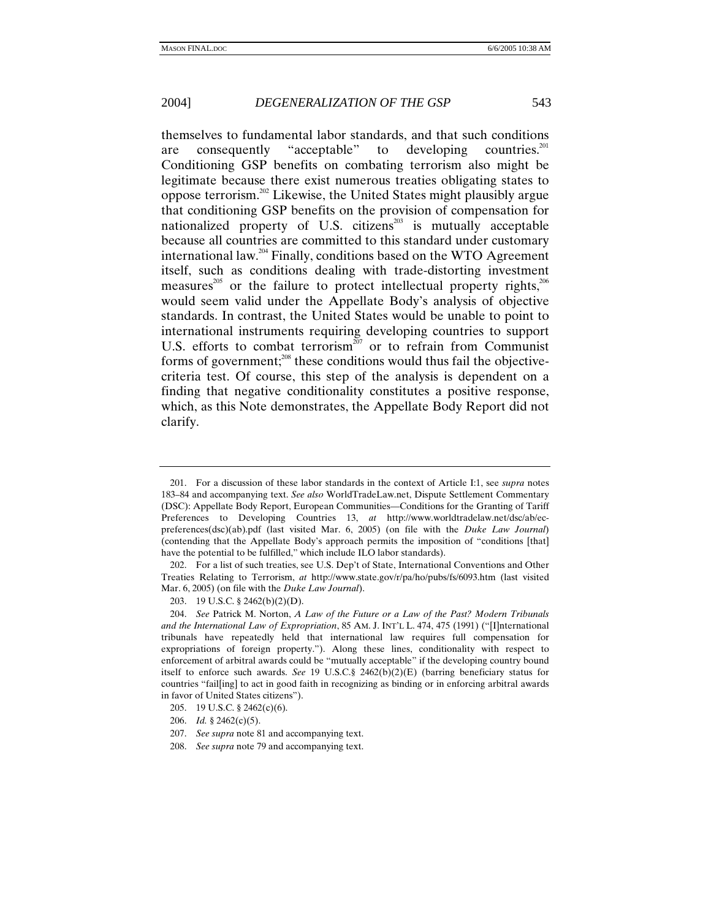themselves to fundamental labor standards, and that such conditions are consequently "acceptable" to developing countries.[201] Conditioning GSP benefits on combating terrorism also might be legitimate because there exist numerous treaties obligating states to oppose terrorism.[202] Likewise, the United States might plausibly argue that conditioning GSP benefits on the provision of compensation for nationalized property of U.S. citizens[203] is mutually acceptable because all countries are committed to this standard under customary international law.[204] Finally, conditions based on the WTO Agreement itself, such as conditions dealing with trade-distorting investment measures[205] or the failure to protect intellectual property rights,[206] would seem valid under the Appellate Body's analysis of objective standards. In contrast, the United States would be unable to point to international instruments requiring developing countries to support U.S. efforts to combat terrorism[207] or to refrain from Communist forms of government;[208] these conditions would thus fail the objective-criteria test. Of course, this step of the analysis is dependent on a finding that negative conditionality constitutes a positive response, which, as this Note demonstrates, the Appellate Body Report did not clarify.

---

201. For a discussion of these labor standards in the context of Article I:1, see *supra* notes 183–84 and accompanying text. *See also* WorldTradeLaw.net, Dispute Settlement Commentary (DSC): Appellate Body Report, European Communities—Conditions for the Granting of Tariff Preferences to Developing Countries 13, *at* http://www.worldtradelaw.net/dsc/ab/ec-preferences(dsc)(ab).pdf (last visited Mar. 6, 2005) (on file with the *Duke Law Journal*) (contending that the Appellate Body's approach permits the imposition of "conditions [that] have the potential to be fulfilled," which include ILO labor standards).

202. For a list of such treaties, see U.S. Dep't of State, International Conventions and Other Treaties Relating to Terrorism, *at* http://www.state.gov/r/pa/ho/pubs/fs/6093.htm (last visited Mar. 6, 2005) (on file with the *Duke Law Journal*).

203. 19 U.S.C. § 2462(b)(2)(D).

204. *See* Patrick M. Norton, *A Law of the Future or a Law of the Past? Modern Tribunals and the International Law of Expropriation*, 85 AM. J. INT'L L. 474, 475 (1991) ("[I]nternational tribunals have repeatedly held that international law requires full compensation for expropriations of foreign property."). Along these lines, conditionality with respect to enforcement of arbitral awards could be "mutually acceptable" if the developing country bound itself to enforce such awards. *See* 19 U.S.C.§ 2462(b)(2)(E) (barring beneficiary status for countries "fail[ing] to act in good faith in recognizing as binding or in enforcing arbitral awards in favor of United States citizens").

205. 19 U.S.C. § 2462(c)(6).

206. *Id.* § 2462(c)(5).

207. *See supra* note 81 and accompanying text.

208. *See supra* note 79 and accompanying text.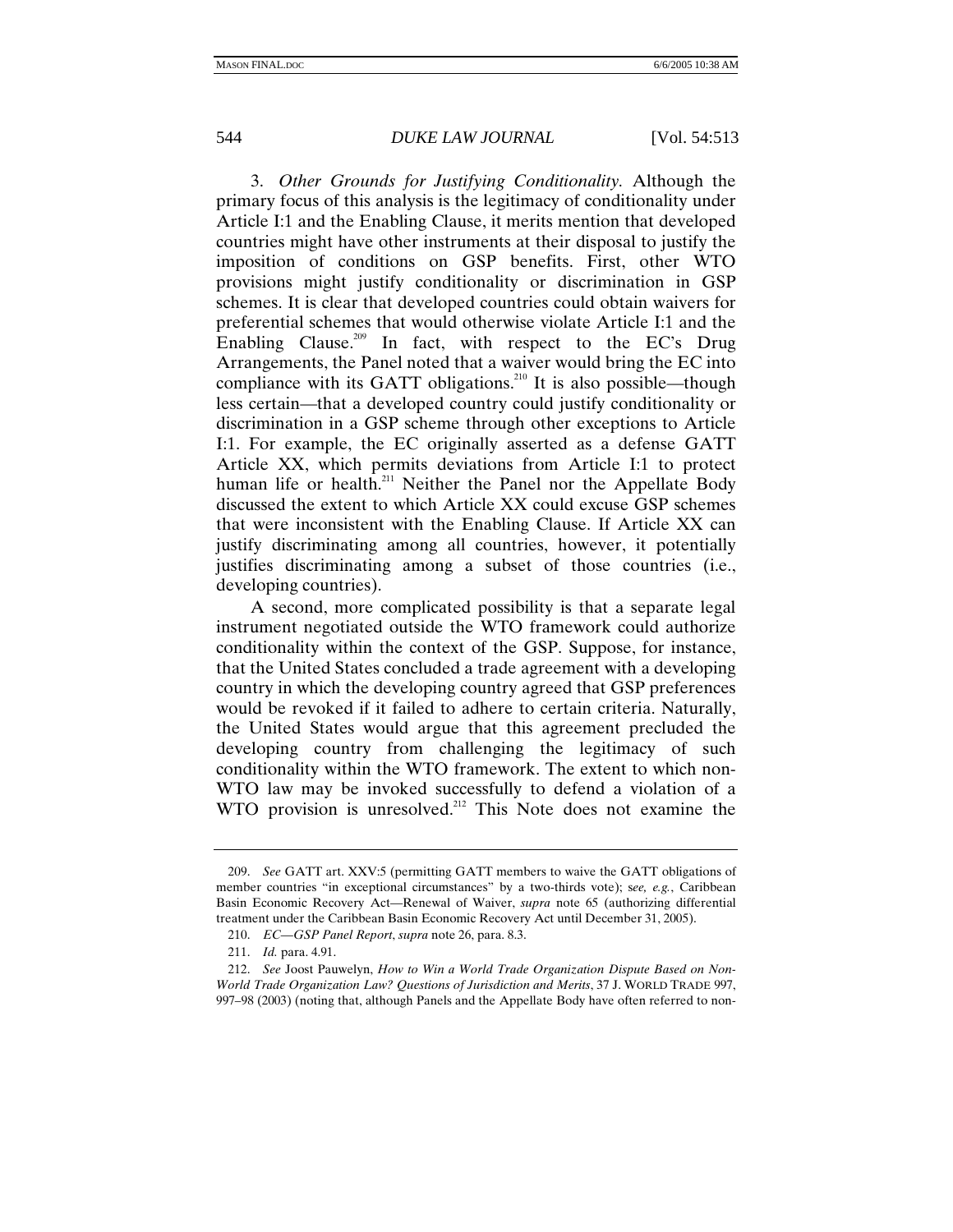3. *Other Grounds for Justifying Conditionality.* Although the primary focus of this analysis is the legitimacy of conditionality under Article I:1 and the Enabling Clause, it merits mention that developed countries might have other instruments at their disposal to justify the imposition of conditions on GSP benefits. First, other WTO provisions might justify conditionality or discrimination in GSP schemes. It is clear that developed countries could obtain waivers for preferential schemes that would otherwise violate Article I:1 and the Enabling Clause.[209] In fact, with respect to the EC's Drug Arrangements, the Panel noted that a waiver would bring the EC into compliance with its GATT obligations.[210] It is also possible—though less certain—that a developed country could justify conditionality or discrimination in a GSP scheme through other exceptions to Article I:1. For example, the EC originally asserted as a defense GATT Article XX, which permits deviations from Article I:1 to protect human life or health.[211] Neither the Panel nor the Appellate Body discussed the extent to which Article XX could excuse GSP schemes that were inconsistent with the Enabling Clause. If Article XX can justify discriminating among all countries, however, it potentially justifies discriminating among a subset of those countries (i.e., developing countries).

A second, more complicated possibility is that a separate legal instrument negotiated outside the WTO framework could authorize conditionality within the context of the GSP. Suppose, for instance, that the United States concluded a trade agreement with a developing country in which the developing country agreed that GSP preferences would be revoked if it failed to adhere to certain criteria. Naturally, the United States would argue that this agreement precluded the developing country from challenging the legitimacy of such conditionality within the WTO framework. The extent to which non-WTO law may be invoked successfully to defend a violation of a WTO provision is unresolved.[212] This Note does not examine the

---

209. *See* GATT art. XXV:5 (permitting GATT members to waive the GATT obligations of member countries "in exceptional circumstances" by a two-thirds vote); s*ee, e.g.*, Caribbean Basin Economic Recovery Act—Renewal of Waiver, *supra* note 65 (authorizing differential treatment under the Caribbean Basin Economic Recovery Act until December 31, 2005).

210. *EC—GSP Panel Report*, *supra* note 26, para. 8.3.

211. *Id.* para. 4.91.

212. *See* Joost Pauwelyn, *How to Win a World Trade Organization Dispute Based on Non-World Trade Organization Law? Questions of Jurisdiction and Merits*, 37 J. WORLD TRADE 997, 997–98 (2003) (noting that, although Panels and the Appellate Body have often referred to non-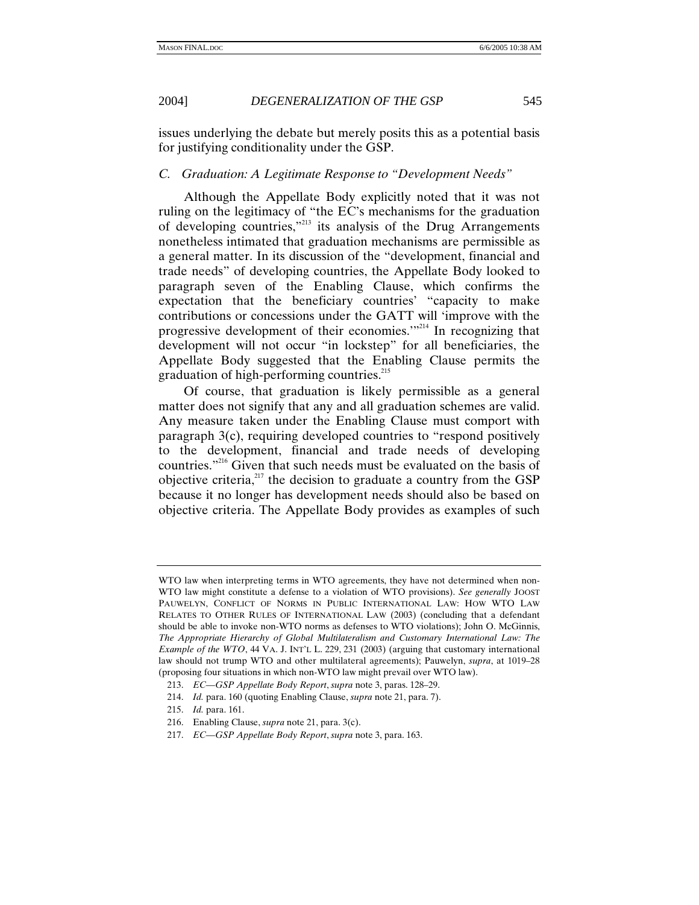issues underlying the debate but merely posits this as a potential basis for justifying conditionality under the GSP.

### *C. Graduation: A Legitimate Response to "Development Needs"*

Although the Appellate Body explicitly noted that it was not ruling on the legitimacy of "the EC's mechanisms for the graduation of developing countries,"[213] its analysis of the Drug Arrangements nonetheless intimated that graduation mechanisms are permissible as a general matter. In its discussion of the "development, financial and trade needs" of developing countries, the Appellate Body looked to paragraph seven of the Enabling Clause, which confirms the expectation that the beneficiary countries' "capacity to make contributions or concessions under the GATT will 'improve with the progressive development of their economies.'"[214] In recognizing that development will not occur "in lockstep" for all beneficiaries, the Appellate Body suggested that the Enabling Clause permits the graduation of high-performing countries.[215]

Of course, that graduation is likely permissible as a general matter does not signify that any and all graduation schemes are valid. Any measure taken under the Enabling Clause must comport with paragraph 3(c), requiring developed countries to "respond positively to the development, financial and trade needs of developing countries."[216] Given that such needs must be evaluated on the basis of objective criteria,[217] the decision to graduate a country from the GSP because it no longer has development needs should also be based on objective criteria. The Appellate Body provides as examples of such

---

WTO law when interpreting terms in WTO agreements, they have not determined when non-WTO law might constitute a defense to a violation of WTO provisions). *See generally* JOOST PAUWELYN, CONFLICT OF NORMS IN PUBLIC INTERNATIONAL LAW: HOW WTO LAW RELATES TO OTHER RULES OF INTERNATIONAL LAW (2003) (concluding that a defendant should be able to invoke non-WTO norms as defenses to WTO violations); John O. McGinnis, *The Appropriate Hierarchy of Global Multilateralism and Customary International Law: The Example of the WTO*, 44 VA. J. INT'L L. 229, 231 (2003) (arguing that customary international law should not trump WTO and other multilateral agreements); Pauwelyn, *supra*, at 1019–28 (proposing four situations in which non-WTO law might prevail over WTO law).

213. *EC—GSP Appellate Body Report*, *supra* note 3, paras. 128–29.

214. *Id.* para. 160 (quoting Enabling Clause, *supra* note 21, para. 7).

215. *Id.* para. 161.

216. Enabling Clause, *supra* note 21, para. 3(c).

217. *EC—GSP Appellate Body Report*, *supra* note 3, para. 163.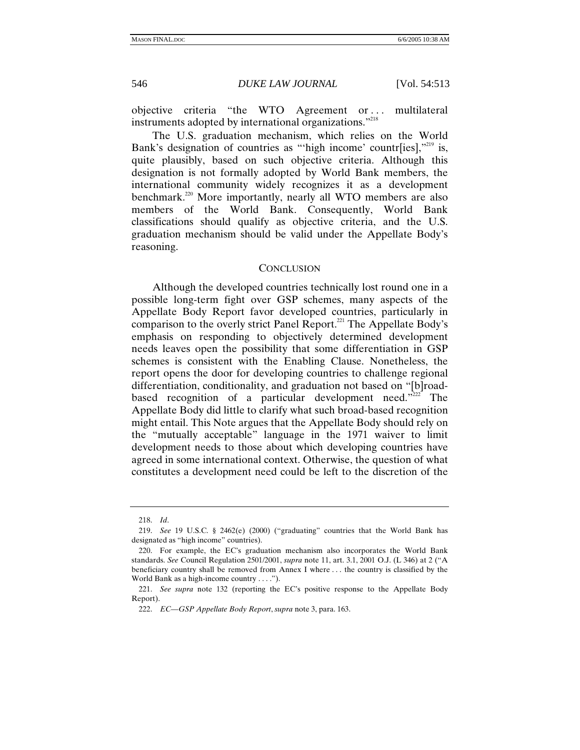objective criteria "the WTO Agreement or . . . multilateral instruments adopted by international organizations."[218]

The U.S. graduation mechanism, which relies on the World Bank's designation of countries as "'high income' countr[ies],"[219] is, quite plausibly, based on such objective criteria. Although this designation is not formally adopted by World Bank members, the international community widely recognizes it as a development benchmark.[220] More importantly, nearly all WTO members are also members of the World Bank. Consequently, World Bank classifications should qualify as objective criteria, and the U.S. graduation mechanism should be valid under the Appellate Body's reasoning.

## CONCLUSION

Although the developed countries technically lost round one in a possible long-term fight over GSP schemes, many aspects of the Appellate Body Report favor developed countries, particularly in comparison to the overly strict Panel Report.[221] The Appellate Body's emphasis on responding to objectively determined development needs leaves open the possibility that some differentiation in GSP schemes is consistent with the Enabling Clause. Nonetheless, the report opens the door for developing countries to challenge regional differentiation, conditionality, and graduation not based on "[b]road-based recognition of a particular development need."[222] The Appellate Body did little to clarify what such broad-based recognition might entail. This Note argues that the Appellate Body should rely on the "mutually acceptable" language in the 1971 waiver to limit development needs to those about which developing countries have agreed in some international context. Otherwise, the question of what constitutes a development need could be left to the discretion of the

---

218. *Id*.

219. *See* 19 U.S.C. § 2462(e) (2000) ("graduating" countries that the World Bank has designated as "high income" countries).

220. For example, the EC's graduation mechanism also incorporates the World Bank standards. *See* Council Regulation 2501/2001, *supra* note 11, art. 3.1, 2001 O.J. (L 346) at 2 ("A beneficiary country shall be removed from Annex I where . . . the country is classified by the World Bank as a high-income country . . . .").

221. *See supra* note 132 (reporting the EC's positive response to the Appellate Body Report).

222. *EC—GSP Appellate Body Report*, *supra* note 3, para. 163.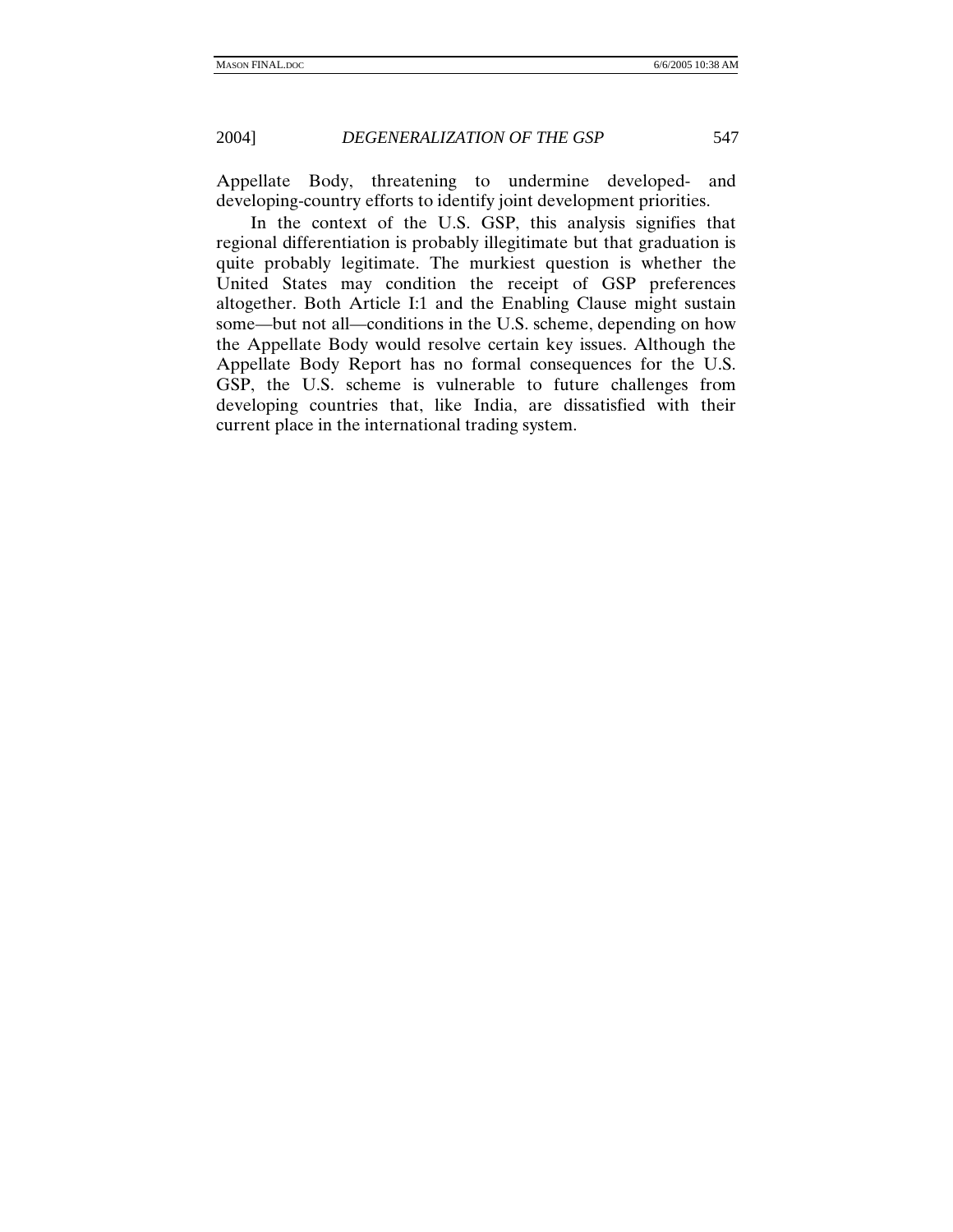Appellate Body, threatening to undermine developed- and developing-country efforts to identify joint development priorities.

In the context of the U.S. GSP, this analysis signifies that regional differentiation is probably illegitimate but that graduation is quite probably legitimate. The murkiest question is whether the United States may condition the receipt of GSP preferences altogether. Both Article I:1 and the Enabling Clause might sustain some—but not all—conditions in the U.S. scheme, depending on how the Appellate Body would resolve certain key issues. Although the Appellate Body Report has no formal consequences for the U.S. GSP, the U.S. scheme is vulnerable to future challenges from developing countries that, like India, are dissatisfied with their current place in the international trading system.